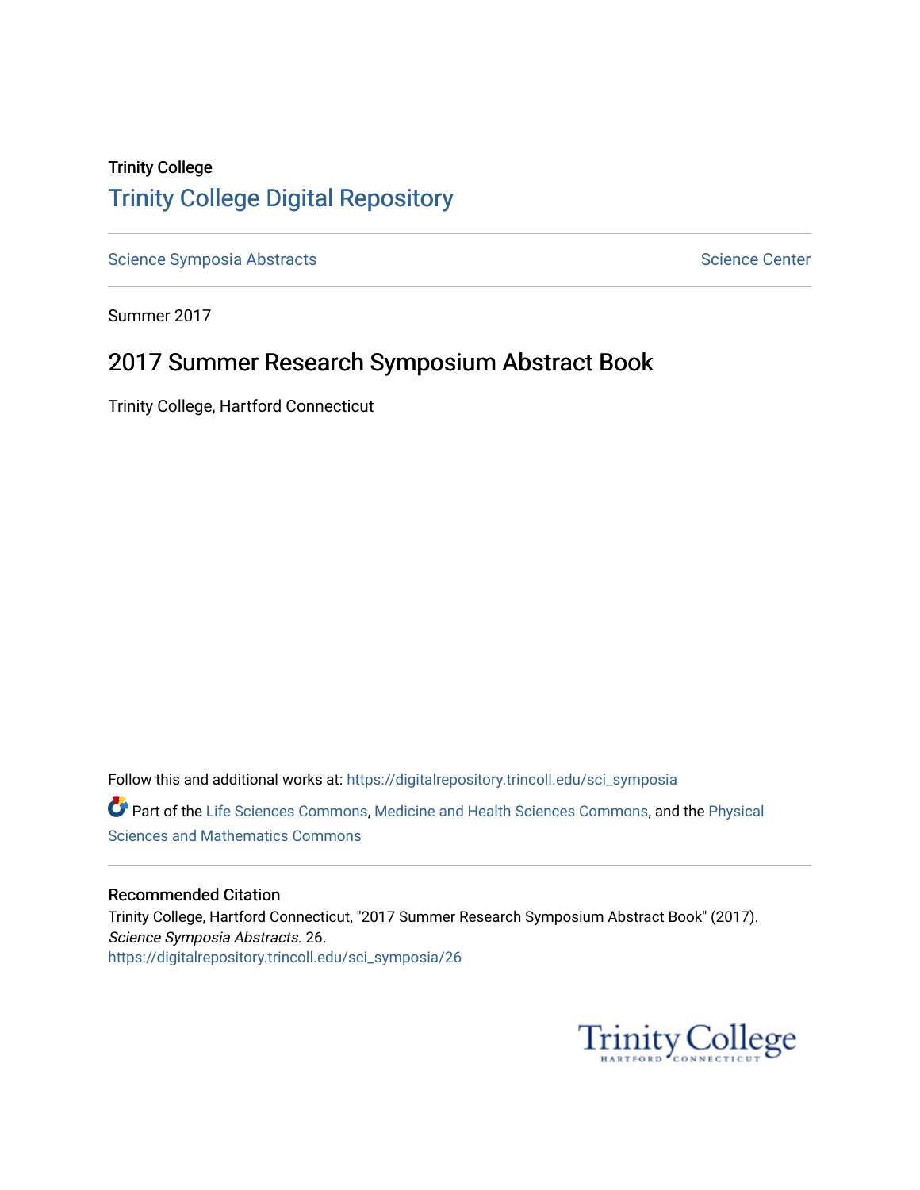Trinity College

# Trinity College Digital Repository

Science Symposia Abstracts

Science Center

Summer 2017

## 2017 Summer Research Symposium Abstract Book

Trinity College, Hartford Connecticut

Follow this and additional works at: https://digitalrepository.trincoll.edu/sci_symposia

Part of the Life Sciences Commons, Medicine and Health Sciences Commons, and the Physical Sciences and Mathematics Commons

### Recommended Citation

Trinity College, Hartford Connecticut, "2017 Summer Research Symposium Abstract Book" (2017). *Science Symposia Abstracts*. 26.
https://digitalrepository.trincoll.edu/sci_symposia/26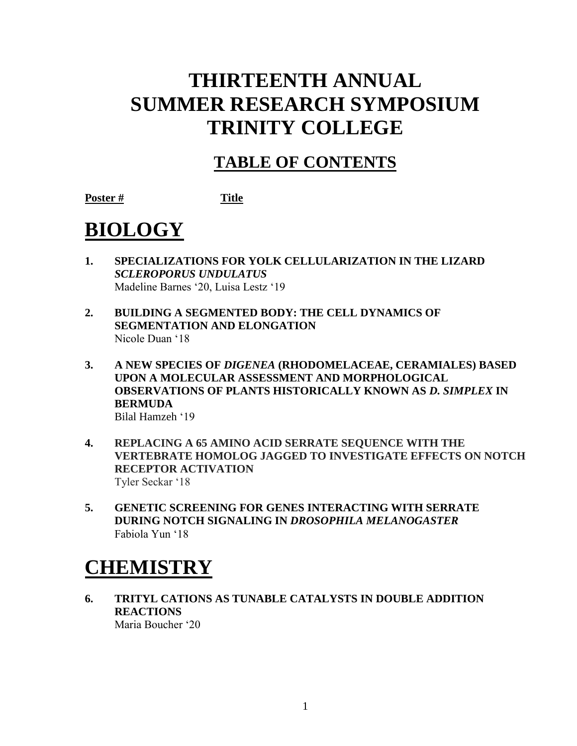# THIRTEENTH ANNUAL SUMMER RESEARCH SYMPOSIUM TRINITY COLLEGE

## TABLE OF CONTENTS

**Poster #** **Title**

# BIOLOGY

1. **SPECIALIZATIONS FOR YOLK CELLULARIZATION IN THE LIZARD *SCLEROPORUS UNDULATUS***
   Madeline Barnes '20, Luisa Lestz '19

2. **BUILDING A SEGMENTED BODY: THE CELL DYNAMICS OF SEGMENTATION AND ELONGATION**
   Nicole Duan '18

3. **A NEW SPECIES OF *DIGENEA* (RHODOMELACEAE, CERAMIALES) BASED UPON A MOLECULAR ASSESSMENT AND MORPHOLOGICAL OBSERVATIONS OF PLANTS HISTORICALLY KNOWN AS *D. SIMPLEX* IN BERMUDA**
   Bilal Hamzeh '19

4. **REPLACING A 65 AMINO ACID SERRATE SEQUENCE WITH THE VERTEBRATE HOMOLOG JAGGED TO INVESTIGATE EFFECTS ON NOTCH RECEPTOR ACTIVATION**
   Tyler Seckar '18

5. **GENETIC SCREENING FOR GENES INTERACTING WITH SERRATE DURING NOTCH SIGNALING IN *DROSOPHILA MELANOGASTER***
   Fabiola Yun '18

# CHEMISTRY

6. **TRITYL CATIONS AS TUNABLE CATALYSTS IN DOUBLE ADDITION REACTIONS**
   Maria Boucher '20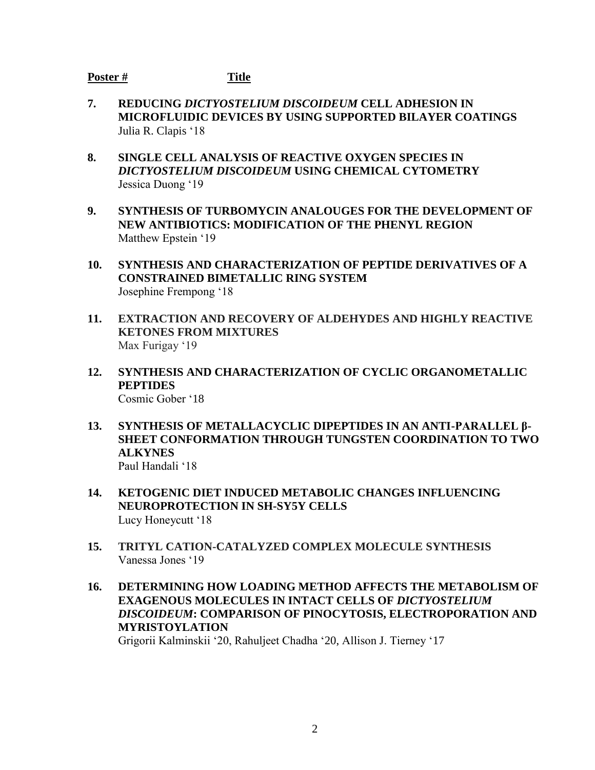**Poster #** **Title**

**7. REDUCING *DICTYOSTELIUM DISCOIDEUM* CELL ADHESION IN MICROFLUIDIC DEVICES BY USING SUPPORTED BILAYER COATINGS**
Julia R. Clapis '18

**8. SINGLE CELL ANALYSIS OF REACTIVE OXYGEN SPECIES IN *DICTYOSTELIUM DISCOIDEUM* USING CHEMICAL CYTOMETRY**
Jessica Duong '19

**9. SYNTHESIS OF TURBOMYCIN ANALOUGES FOR THE DEVELOPMENT OF NEW ANTIBIOTICS: MODIFICATION OF THE PHENYL REGION**
Matthew Epstein '19

**10. SYNTHESIS AND CHARACTERIZATION OF PEPTIDE DERIVATIVES OF A CONSTRAINED BIMETALLIC RING SYSTEM**
Josephine Frempong '18

**11. EXTRACTION AND RECOVERY OF ALDEHYDES AND HIGHLY REACTIVE KETONES FROM MIXTURES**
Max Furigay '19

**12. SYNTHESIS AND CHARACTERIZATION OF CYCLIC ORGANOMETALLIC PEPTIDES**
Cosmic Gober '18

**13. SYNTHESIS OF METALLACYCLIC DIPEPTIDES IN AN ANTI-PARALLEL β-SHEET CONFORMATION THROUGH TUNGSTEN COORDINATION TO TWO ALKYNES**
Paul Handali '18

**14. KETOGENIC DIET INDUCED METABOLIC CHANGES INFLUENCING NEUROPROTECTION IN SH-SY5Y CELLS**
Lucy Honeycutt '18

**15. TRITYL CATION-CATALYZED COMPLEX MOLECULE SYNTHESIS**
Vanessa Jones '19

**16. DETERMINING HOW LOADING METHOD AFFECTS THE METABOLISM OF EXAGENOUS MOLECULES IN INTACT CELLS OF *DICTYOSTELIUM DISCOIDEUM*: COMPARISON OF PINOCYTOSIS, ELECTROPORATION AND MYRISTOYLATION**
Grigorii Kalminskii '20, Rahuljeet Chadha '20, Allison J. Tierney '17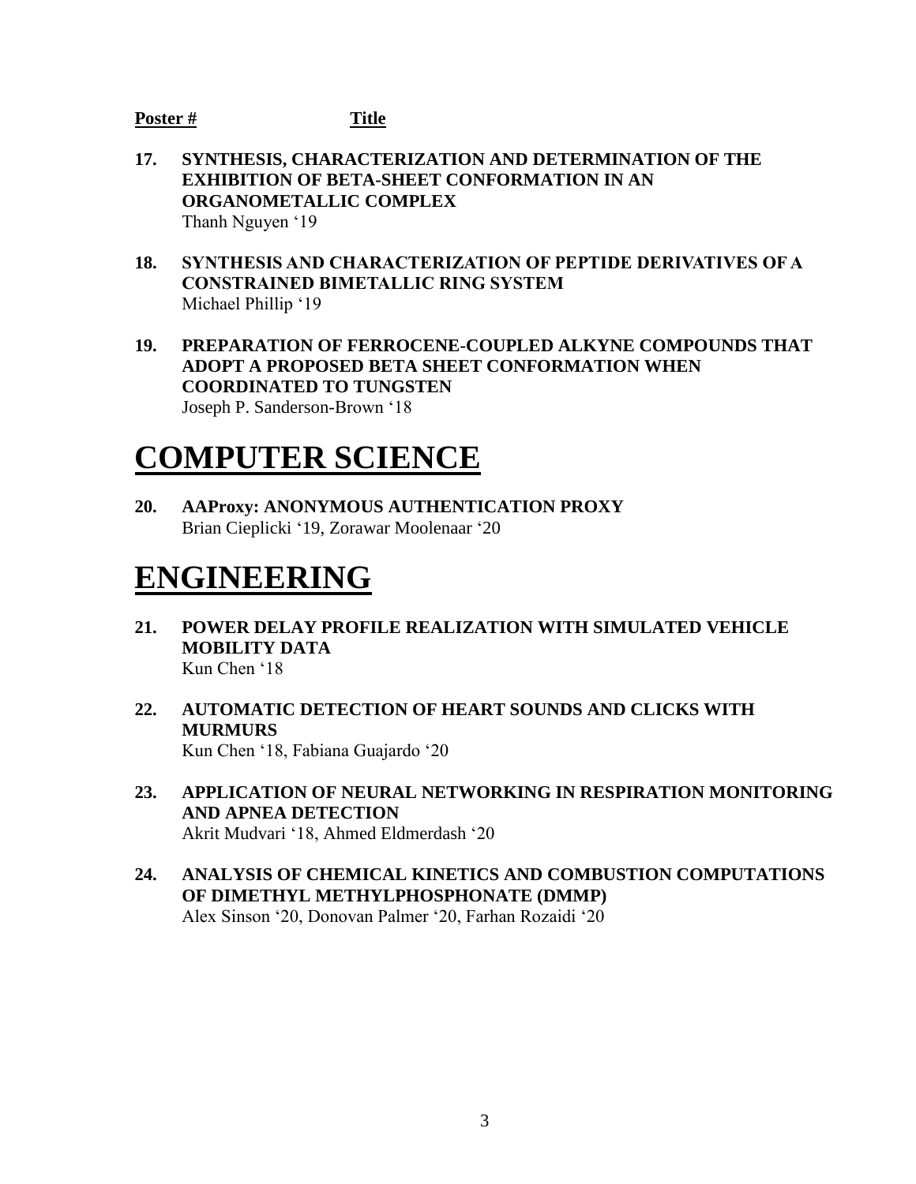**Poster #** **Title**

**17. SYNTHESIS, CHARACTERIZATION AND DETERMINATION OF THE EXHIBITION OF BETA-SHEET CONFORMATION IN AN ORGANOMETALLIC COMPLEX**
Thanh Nguyen '19

**18. SYNTHESIS AND CHARACTERIZATION OF PEPTIDE DERIVATIVES OF A CONSTRAINED BIMETALLIC RING SYSTEM**
Michael Phillip '19

**19. PREPARATION OF FERROCENE-COUPLED ALKYNE COMPOUNDS THAT ADOPT A PROPOSED BETA SHEET CONFORMATION WHEN COORDINATED TO TUNGSTEN**
Joseph P. Sanderson-Brown '18

# COMPUTER SCIENCE

**20. AAProxy: ANONYMOUS AUTHENTICATION PROXY**
Brian Cieplicki '19, Zorawar Moolenaar '20

# ENGINEERING

**21. POWER DELAY PROFILE REALIZATION WITH SIMULATED VEHICLE MOBILITY DATA**
Kun Chen '18

**22. AUTOMATIC DETECTION OF HEART SOUNDS AND CLICKS WITH MURMURS**
Kun Chen '18, Fabiana Guajardo '20

**23. APPLICATION OF NEURAL NETWORKING IN RESPIRATION MONITORING AND APNEA DETECTION**
Akrit Mudvari '18, Ahmed Eldmerdash '20

**24. ANALYSIS OF CHEMICAL KINETICS AND COMBUSTION COMPUTATIONS OF DIMETHYL METHYLPHOSPHONATE (DMMP)**
Alex Sinson '20, Donovan Palmer '20, Farhan Rozaidi '20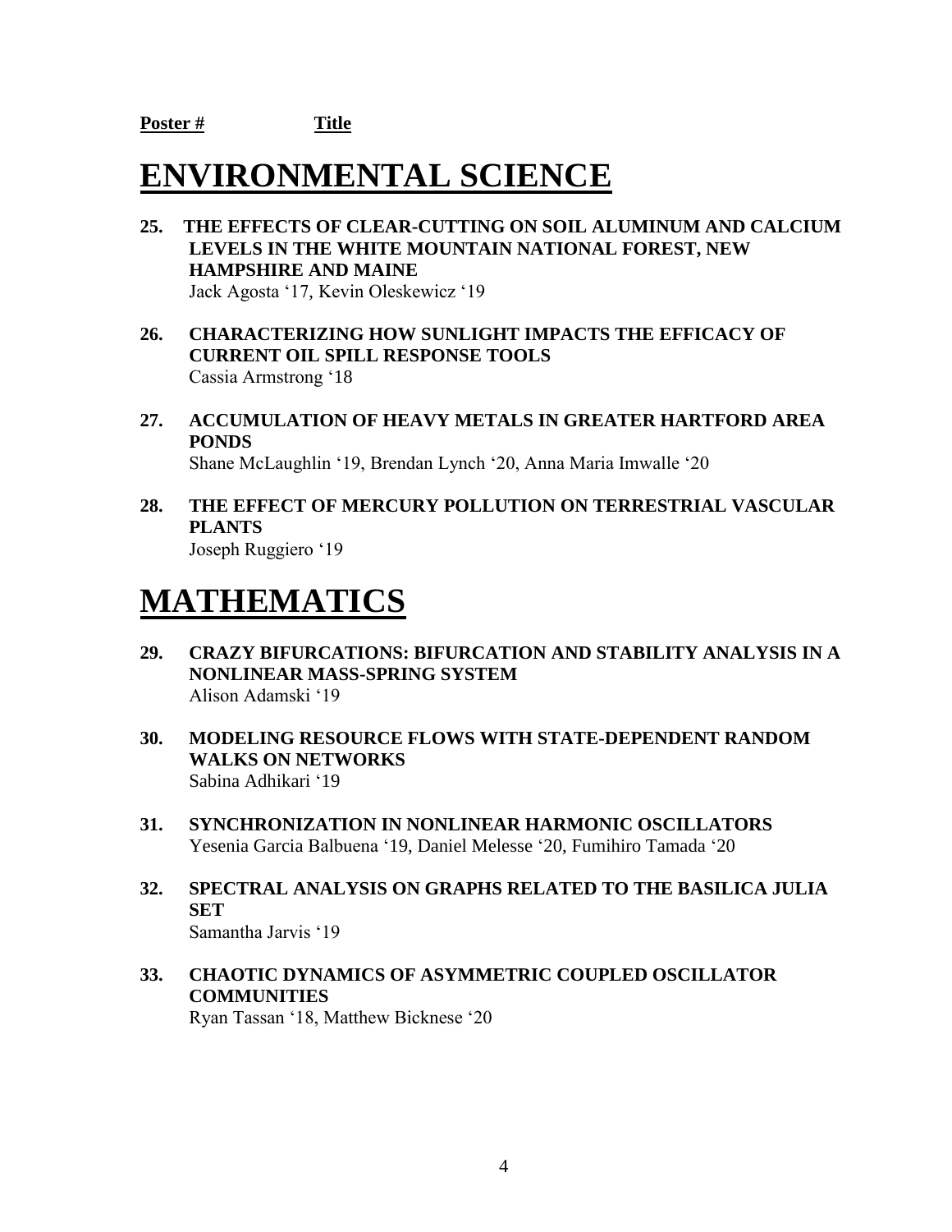**Poster #** **Title**

# ENVIRONMENTAL SCIENCE

**25. THE EFFECTS OF CLEAR-CUTTING ON SOIL ALUMINUM AND CALCIUM LEVELS IN THE WHITE MOUNTAIN NATIONAL FOREST, NEW HAMPSHIRE AND MAINE**
Jack Agosta '17, Kevin Oleskewicz '19

**26. CHARACTERIZING HOW SUNLIGHT IMPACTS THE EFFICACY OF CURRENT OIL SPILL RESPONSE TOOLS**
Cassia Armstrong '18

**27. ACCUMULATION OF HEAVY METALS IN GREATER HARTFORD AREA PONDS**
Shane McLaughlin '19, Brendan Lynch '20, Anna Maria Imwalle '20

**28. THE EFFECT OF MERCURY POLLUTION ON TERRESTRIAL VASCULAR PLANTS**
Joseph Ruggiero '19

# MATHEMATICS

**29. CRAZY BIFURCATIONS: BIFURCATION AND STABILITY ANALYSIS IN A NONLINEAR MASS-SPRING SYSTEM**
Alison Adamski '19

**30. MODELING RESOURCE FLOWS WITH STATE-DEPENDENT RANDOM WALKS ON NETWORKS**
Sabina Adhikari '19

**31. SYNCHRONIZATION IN NONLINEAR HARMONIC OSCILLATORS**
Yesenia Garcia Balbuena '19, Daniel Melesse '20, Fumihiro Tamada '20

**32. SPECTRAL ANALYSIS ON GRAPHS RELATED TO THE BASILICA JULIA SET**
Samantha Jarvis '19

**33. CHAOTIC DYNAMICS OF ASYMMETRIC COUPLED OSCILLATOR COMMUNITIES**
Ryan Tassan '18, Matthew Bicknese '20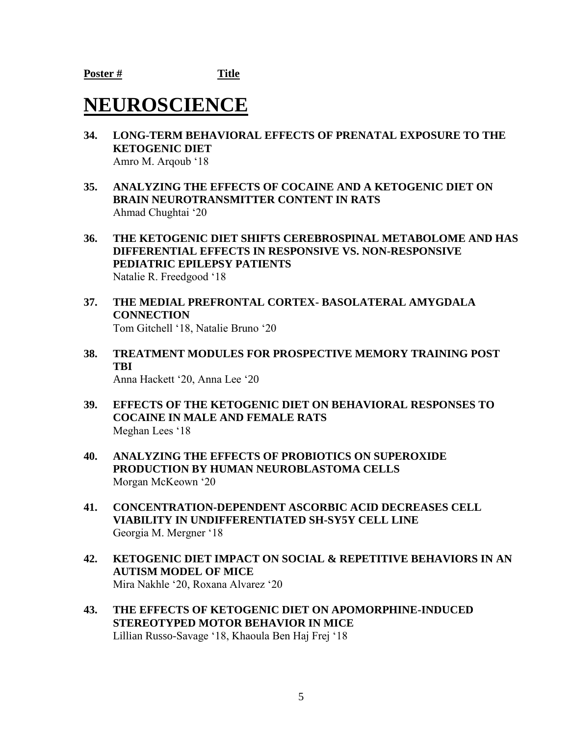**Poster #** **Title**

# NEUROSCIENCE

**34. LONG-TERM BEHAVIORAL EFFECTS OF PRENATAL EXPOSURE TO THE KETOGENIC DIET**
Amro M. Arqoub '18

**35. ANALYZING THE EFFECTS OF COCAINE AND A KETOGENIC DIET ON BRAIN NEUROTRANSMITTER CONTENT IN RATS**
Ahmad Chughtai '20

**36. THE KETOGENIC DIET SHIFTS CEREBROSPINAL METABOLOME AND HAS DIFFERENTIAL EFFECTS IN RESPONSIVE VS. NON-RESPONSIVE PEDIATRIC EPILEPSY PATIENTS**
Natalie R. Freedgood '18

**37. THE MEDIAL PREFRONTAL CORTEX- BASOLATERAL AMYGDALA CONNECTION**
Tom Gitchell '18, Natalie Bruno '20

**38. TREATMENT MODULES FOR PROSPECTIVE MEMORY TRAINING POST TBI**
Anna Hackett '20, Anna Lee '20

**39. EFFECTS OF THE KETOGENIC DIET ON BEHAVIORAL RESPONSES TO COCAINE IN MALE AND FEMALE RATS**
Meghan Lees '18

**40. ANALYZING THE EFFECTS OF PROBIOTICS ON SUPEROXIDE PRODUCTION BY HUMAN NEUROBLASTOMA CELLS**
Morgan McKeown '20

**41. CONCENTRATION-DEPENDENT ASCORBIC ACID DECREASES CELL VIABILITY IN UNDIFFERENTIATED SH-SY5Y CELL LINE**
Georgia M. Mergner '18

**42. KETOGENIC DIET IMPACT ON SOCIAL & REPETITIVE BEHAVIORS IN AN AUTISM MODEL OF MICE**
Mira Nakhle '20, Roxana Alvarez '20

**43. THE EFFECTS OF KETOGENIC DIET ON APOMORPHINE-INDUCED STEREOTYPED MOTOR BEHAVIOR IN MICE**
Lillian Russo-Savage '18, Khaoula Ben Haj Frej '18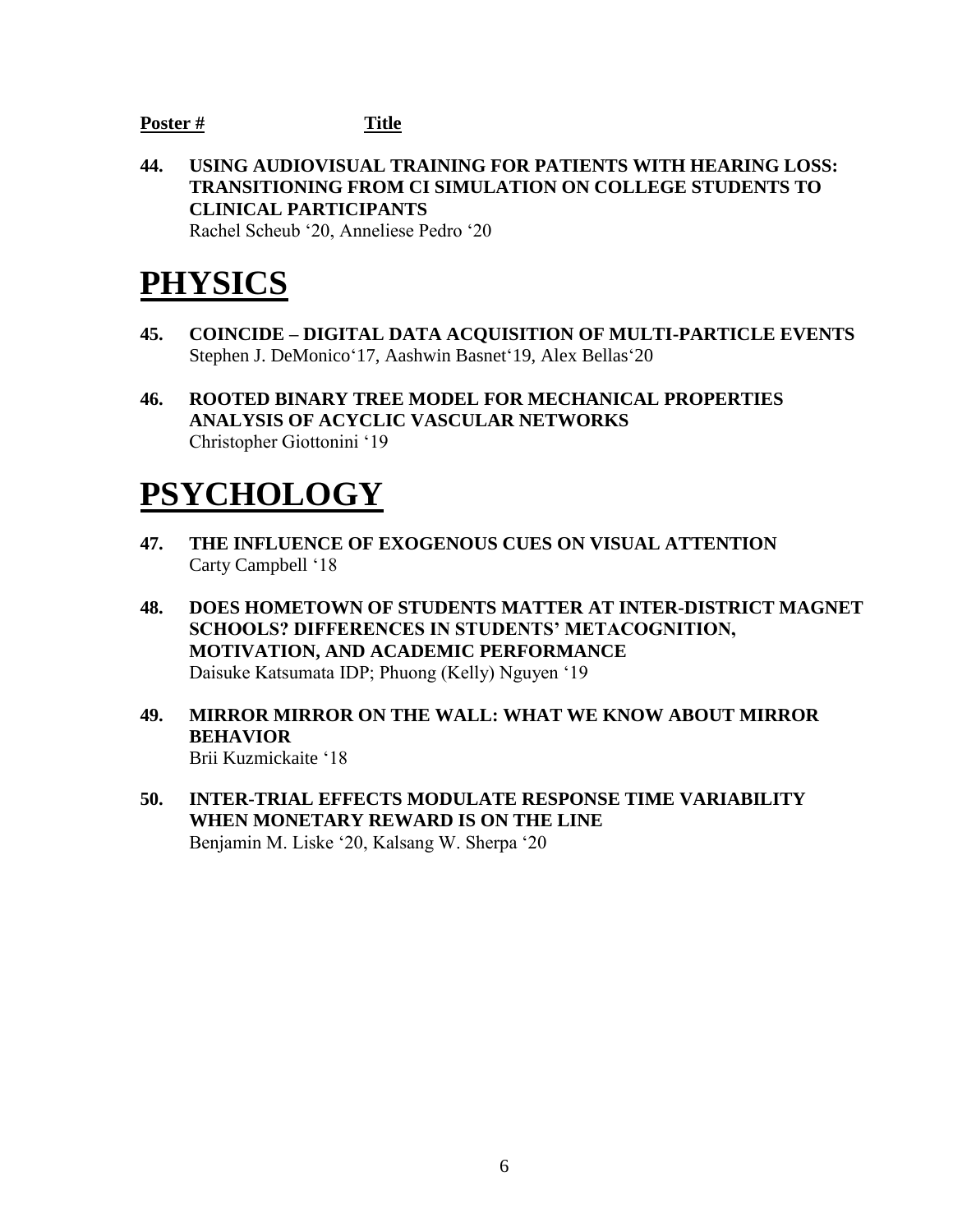**Poster #** **Title**

**44. USING AUDIOVISUAL TRAINING FOR PATIENTS WITH HEARING LOSS: TRANSITIONING FROM CI SIMULATION ON COLLEGE STUDENTS TO CLINICAL PARTICIPANTS**
Rachel Scheub '20, Anneliese Pedro '20

# PHYSICS

**45. COINCIDE – DIGITAL DATA ACQUISITION OF MULTI-PARTICLE EVENTS**
Stephen J. DeMonico'17, Aashwin Basnet'19, Alex Bellas'20

**46. ROOTED BINARY TREE MODEL FOR MECHANICAL PROPERTIES ANALYSIS OF ACYCLIC VASCULAR NETWORKS**
Christopher Giottonini '19

# PSYCHOLOGY

**47. THE INFLUENCE OF EXOGENOUS CUES ON VISUAL ATTENTION**
Carty Campbell '18

**48. DOES HOMETOWN OF STUDENTS MATTER AT INTER-DISTRICT MAGNET SCHOOLS? DIFFERENCES IN STUDENTS' METACOGNITION, MOTIVATION, AND ACADEMIC PERFORMANCE**
Daisuke Katsumata IDP; Phuong (Kelly) Nguyen '19

**49. MIRROR MIRROR ON THE WALL: WHAT WE KNOW ABOUT MIRROR BEHAVIOR**
Brii Kuzmickaite '18

**50. INTER-TRIAL EFFECTS MODULATE RESPONSE TIME VARIABILITY WHEN MONETARY REWARD IS ON THE LINE**
Benjamin M. Liske '20, Kalsang W. Sherpa '20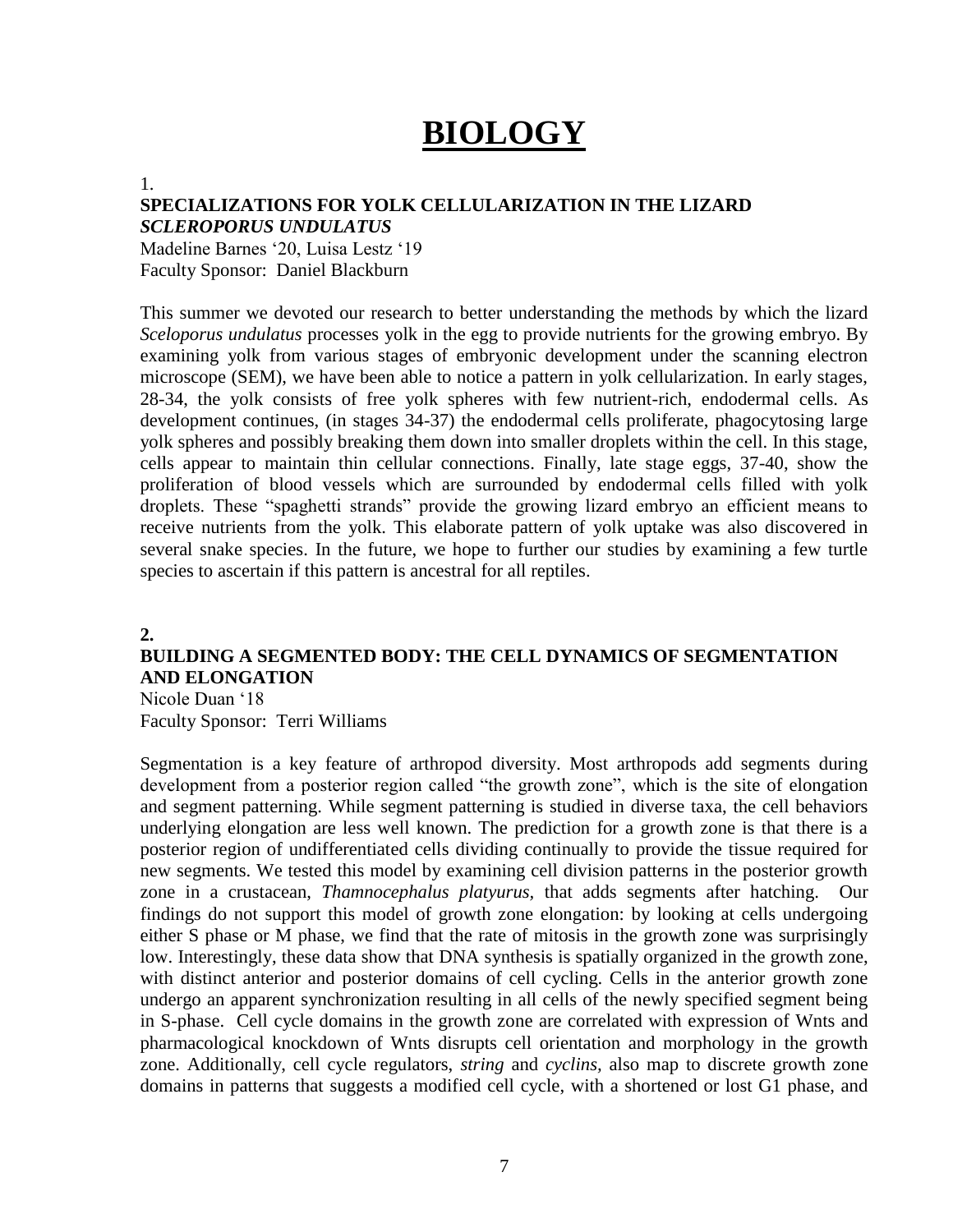# BIOLOGY

1.

### SPECIALIZATIONS FOR YOLK CELLULARIZATION IN THE LIZARD *SCLEROPORUS UNDULATUS*

Madeline Barnes '20, Luisa Lestz '19
Faculty Sponsor: Daniel Blackburn

This summer we devoted our research to better understanding the methods by which the lizard *Sceloporus undulatus* processes yolk in the egg to provide nutrients for the growing embryo. By examining yolk from various stages of embryonic development under the scanning electron microscope (SEM), we have been able to notice a pattern in yolk cellularization. In early stages, 28-34, the yolk consists of free yolk spheres with few nutrient-rich, endodermal cells. As development continues, (in stages 34-37) the endodermal cells proliferate, phagocytosing large yolk spheres and possibly breaking them down into smaller droplets within the cell. In this stage, cells appear to maintain thin cellular connections. Finally, late stage eggs, 37-40, show the proliferation of blood vessels which are surrounded by endodermal cells filled with yolk droplets. These "spaghetti strands" provide the growing lizard embryo an efficient means to receive nutrients from the yolk. This elaborate pattern of yolk uptake was also discovered in several snake species. In the future, we hope to further our studies by examining a few turtle species to ascertain if this pattern is ancestral for all reptiles.

**2.**

### BUILDING A SEGMENTED BODY: THE CELL DYNAMICS OF SEGMENTATION AND ELONGATION

Nicole Duan '18
Faculty Sponsor: Terri Williams

Segmentation is a key feature of arthropod diversity. Most arthropods add segments during development from a posterior region called "the growth zone", which is the site of elongation and segment patterning. While segment patterning is studied in diverse taxa, the cell behaviors underlying elongation are less well known. The prediction for a growth zone is that there is a posterior region of undifferentiated cells dividing continually to provide the tissue required for new segments. We tested this model by examining cell division patterns in the posterior growth zone in a crustacean, *Thamnocephalus platyurus*, that adds segments after hatching. Our findings do not support this model of growth zone elongation: by looking at cells undergoing either S phase or M phase, we find that the rate of mitosis in the growth zone was surprisingly low. Interestingly, these data show that DNA synthesis is spatially organized in the growth zone, with distinct anterior and posterior domains of cell cycling. Cells in the anterior growth zone undergo an apparent synchronization resulting in all cells of the newly specified segment being in S-phase. Cell cycle domains in the growth zone are correlated with expression of Wnts and pharmacological knockdown of Wnts disrupts cell orientation and morphology in the growth zone. Additionally, cell cycle regulators, *string* and *cyclins*, also map to discrete growth zone domains in patterns that suggests a modified cell cycle, with a shortened or lost G1 phase, and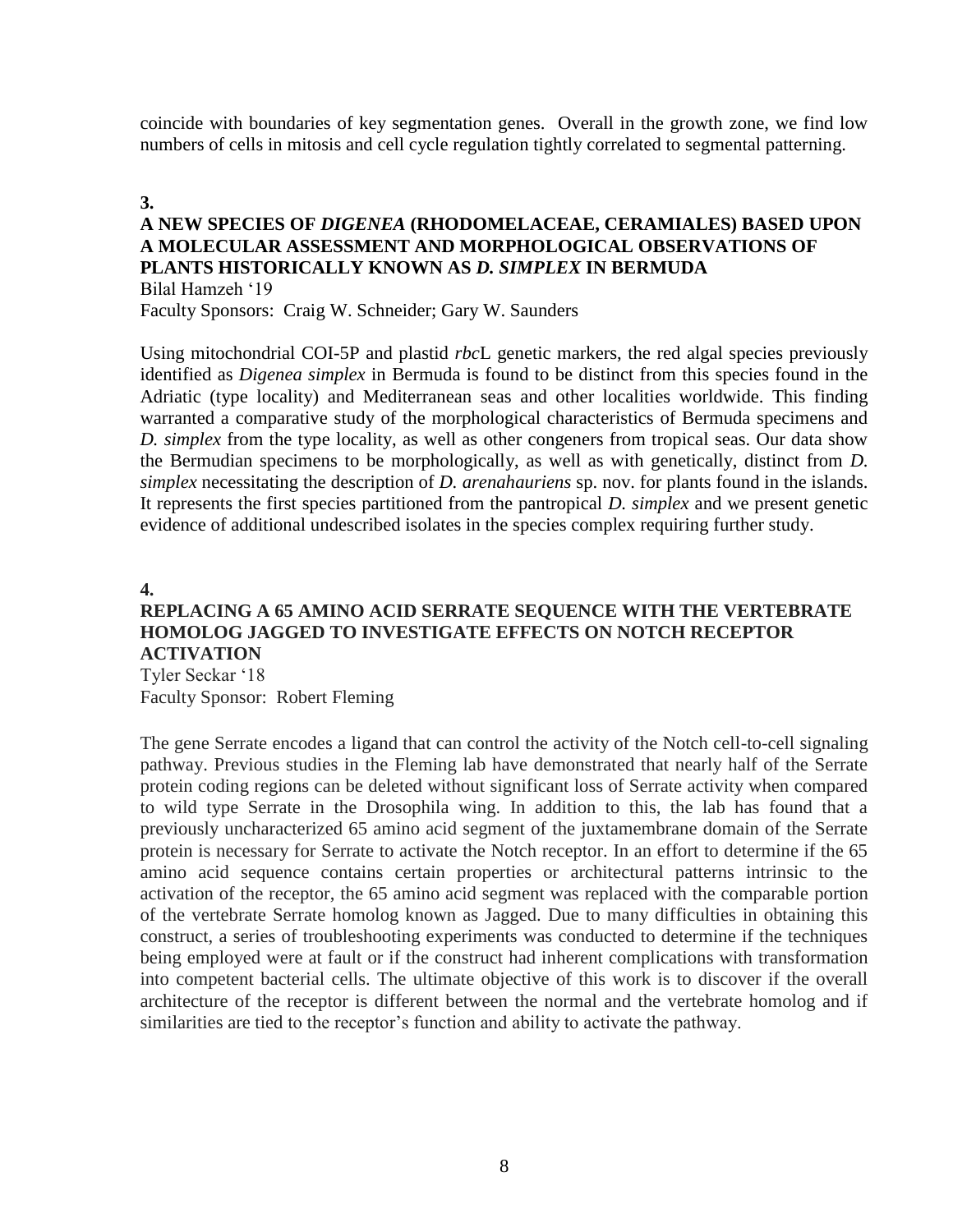coincide with boundaries of key segmentation genes. Overall in the growth zone, we find low numbers of cells in mitosis and cell cycle regulation tightly correlated to segmental patterning.

**3.**

### A NEW SPECIES OF *DIGENEA* (RHODOMELACEAE, CERAMIALES) BASED UPON A MOLECULAR ASSESSMENT AND MORPHOLOGICAL OBSERVATIONS OF PLANTS HISTORICALLY KNOWN AS *D. SIMPLEX* IN BERMUDA

Bilal Hamzeh '19
Faculty Sponsors: Craig W. Schneider; Gary W. Saunders

Using mitochondrial COI-5P and plastid *rbc*L genetic markers, the red algal species previously identified as *Digenea simplex* in Bermuda is found to be distinct from this species found in the Adriatic (type locality) and Mediterranean seas and other localities worldwide. This finding warranted a comparative study of the morphological characteristics of Bermuda specimens and *D. simplex* from the type locality, as well as other congeners from tropical seas. Our data show the Bermudian specimens to be morphologically, as well as with genetically, distinct from *D. simplex* necessitating the description of *D. arenahauriens* sp. nov. for plants found in the islands. It represents the first species partitioned from the pantropical *D. simplex* and we present genetic evidence of additional undescribed isolates in the species complex requiring further study.

**4.**

### REPLACING A 65 AMINO ACID SERRATE SEQUENCE WITH THE VERTEBRATE HOMOLOG JAGGED TO INVESTIGATE EFFECTS ON NOTCH RECEPTOR ACTIVATION

Tyler Seckar '18
Faculty Sponsor: Robert Fleming

The gene Serrate encodes a ligand that can control the activity of the Notch cell-to-cell signaling pathway. Previous studies in the Fleming lab have demonstrated that nearly half of the Serrate protein coding regions can be deleted without significant loss of Serrate activity when compared to wild type Serrate in the Drosophila wing. In addition to this, the lab has found that a previously uncharacterized 65 amino acid segment of the juxtamembrane domain of the Serrate protein is necessary for Serrate to activate the Notch receptor. In an effort to determine if the 65 amino acid sequence contains certain properties or architectural patterns intrinsic to the activation of the receptor, the 65 amino acid segment was replaced with the comparable portion of the vertebrate Serrate homolog known as Jagged. Due to many difficulties in obtaining this construct, a series of troubleshooting experiments was conducted to determine if the techniques being employed were at fault or if the construct had inherent complications with transformation into competent bacterial cells. The ultimate objective of this work is to discover if the overall architecture of the receptor is different between the normal and the vertebrate homolog and if similarities are tied to the receptor's function and ability to activate the pathway.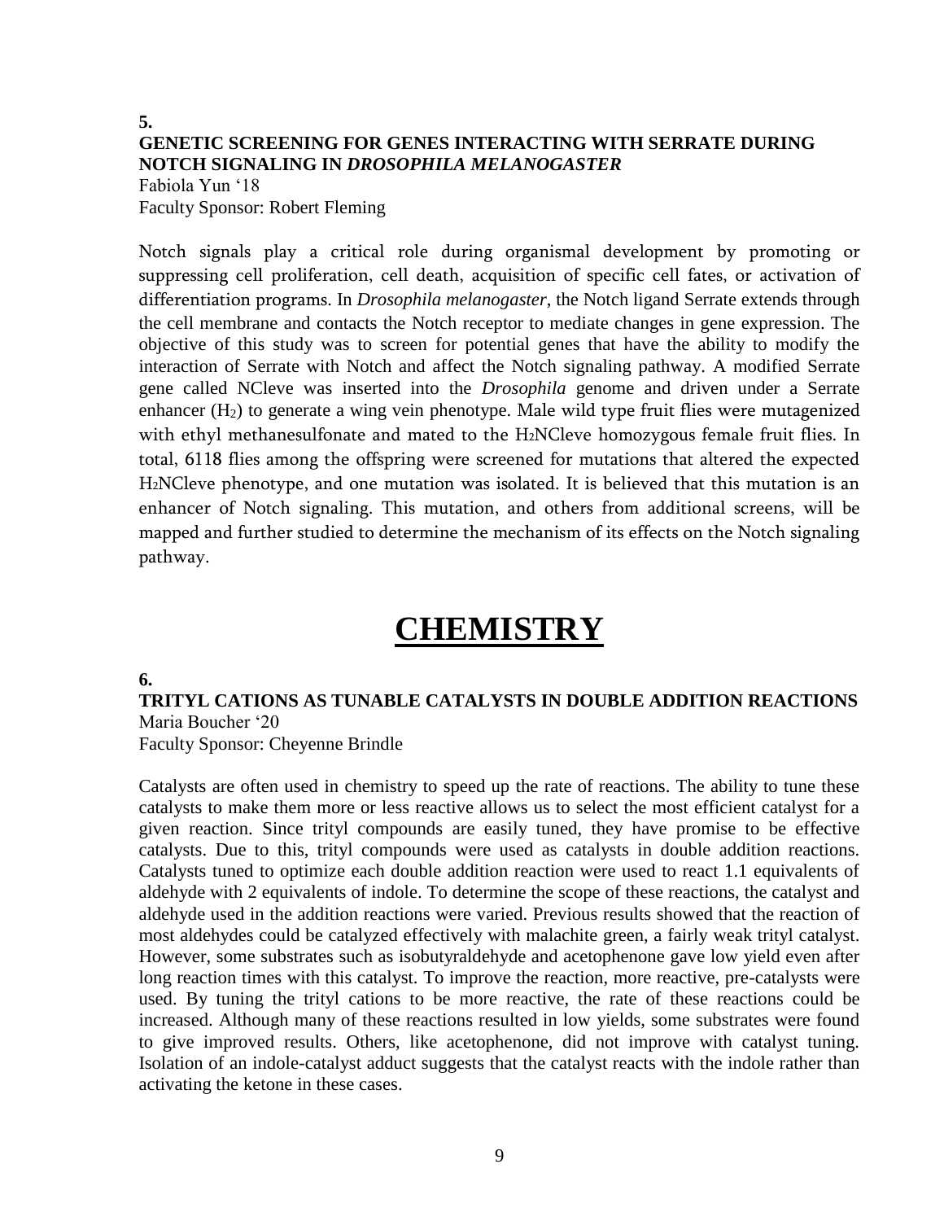**5.**

### GENETIC SCREENING FOR GENES INTERACTING WITH SERRATE DURING NOTCH SIGNALING IN *DROSOPHILA MELANOGASTER*

Fabiola Yun '18
Faculty Sponsor: Robert Fleming

Notch signals play a critical role during organismal development by promoting or suppressing cell proliferation, cell death, acquisition of specific cell fates, or activation of differentiation programs. In *Drosophila melanogaster*, the Notch ligand Serrate extends through the cell membrane and contacts the Notch receptor to mediate changes in gene expression. The objective of this study was to screen for potential genes that have the ability to modify the interaction of Serrate with Notch and affect the Notch signaling pathway. A modified Serrate gene called NCleve was inserted into the *Drosophila* genome and driven under a Serrate enhancer ($H_2$) to generate a wing vein phenotype. Male wild type fruit flies were mutagenized with ethyl methanesulfonate and mated to the $H_2$NCleve homozygous female fruit flies. In total, 6118 flies among the offspring were screened for mutations that altered the expected $H_2$NCleve phenotype, and one mutation was isolated. It is believed that this mutation is an enhancer of Notch signaling. This mutation, and others from additional screens, will be mapped and further studied to determine the mechanism of its effects on the Notch signaling pathway.

# CHEMISTRY

**6.**

### TRITYL CATIONS AS TUNABLE CATALYSTS IN DOUBLE ADDITION REACTIONS

Maria Boucher '20
Faculty Sponsor: Cheyenne Brindle

Catalysts are often used in chemistry to speed up the rate of reactions. The ability to tune these catalysts to make them more or less reactive allows us to select the most efficient catalyst for a given reaction. Since trityl compounds are easily tuned, they have promise to be effective catalysts. Due to this, trityl compounds were used as catalysts in double addition reactions. Catalysts tuned to optimize each double addition reaction were used to react 1.1 equivalents of aldehyde with 2 equivalents of indole. To determine the scope of these reactions, the catalyst and aldehyde used in the addition reactions were varied. Previous results showed that the reaction of most aldehydes could be catalyzed effectively with malachite green, a fairly weak trityl catalyst. However, some substrates such as isobutyraldehyde and acetophenone gave low yield even after long reaction times with this catalyst. To improve the reaction, more reactive, pre-catalysts were used. By tuning the trityl cations to be more reactive, the rate of these reactions could be increased. Although many of these reactions resulted in low yields, some substrates were found to give improved results. Others, like acetophenone, did not improve with catalyst tuning. Isolation of an indole-catalyst adduct suggests that the catalyst reacts with the indole rather than activating the ketone in these cases.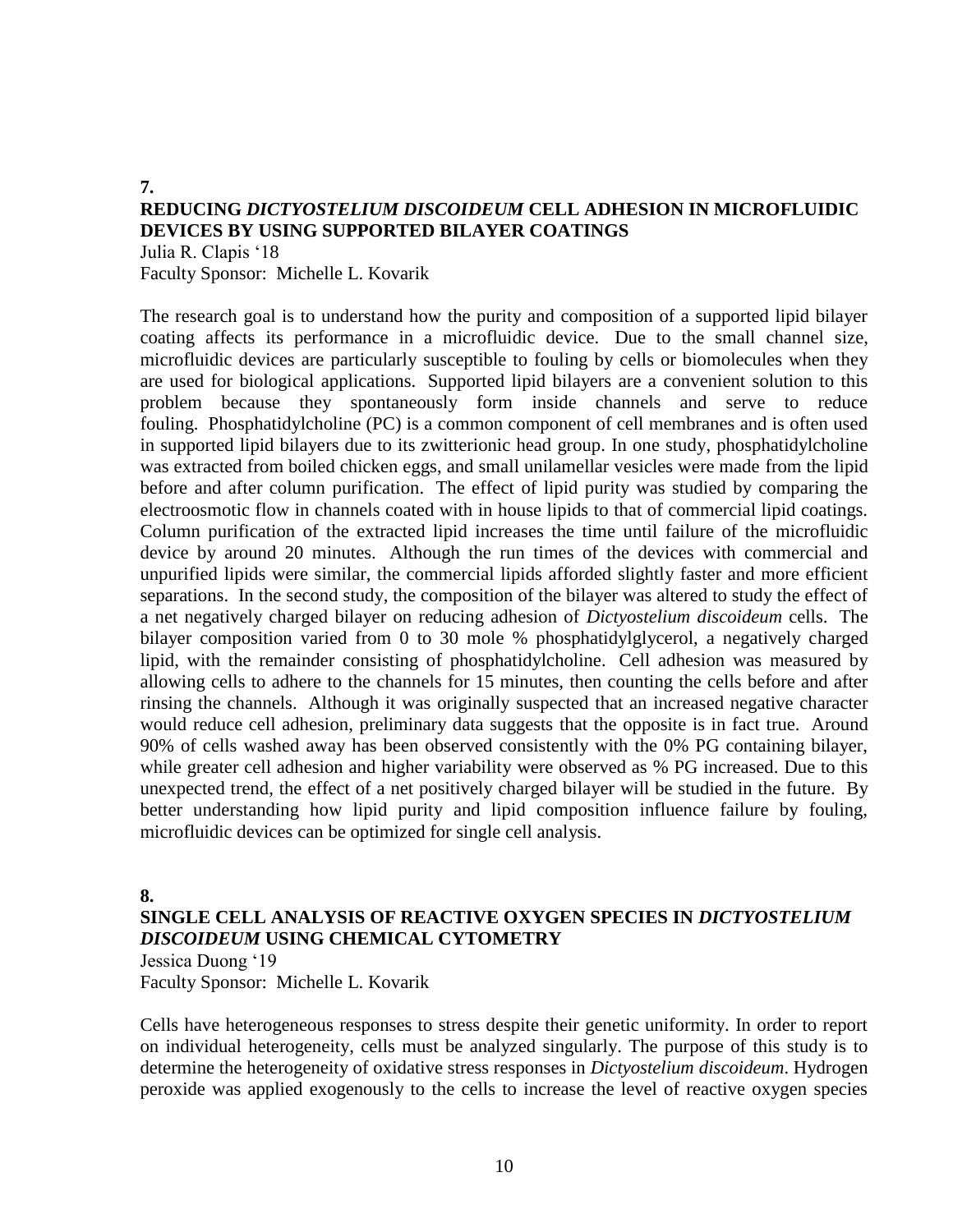**7.**

### REDUCING *DICTYOSTELIUM DISCOIDEUM* CELL ADHESION IN MICROFLUIDIC DEVICES BY USING SUPPORTED BILAYER COATINGS

Julia R. Clapis '18
Faculty Sponsor: Michelle L. Kovarik

The research goal is to understand how the purity and composition of a supported lipid bilayer coating affects its performance in a microfluidic device. Due to the small channel size, microfluidic devices are particularly susceptible to fouling by cells or biomolecules when they are used for biological applications. Supported lipid bilayers are a convenient solution to this problem because they spontaneously form inside channels and serve to reduce fouling. Phosphatidylcholine (PC) is a common component of cell membranes and is often used in supported lipid bilayers due to its zwitterionic head group. In one study, phosphatidylcholine was extracted from boiled chicken eggs, and small unilamellar vesicles were made from the lipid before and after column purification. The effect of lipid purity was studied by comparing the electroosmotic flow in channels coated with in house lipids to that of commercial lipid coatings. Column purification of the extracted lipid increases the time until failure of the microfluidic device by around 20 minutes. Although the run times of the devices with commercial and unpurified lipids were similar, the commercial lipids afforded slightly faster and more efficient separations. In the second study, the composition of the bilayer was altered to study the effect of a net negatively charged bilayer on reducing adhesion of *Dictyostelium discoideum* cells. The bilayer composition varied from 0 to 30 mole % phosphatidylglycerol, a negatively charged lipid, with the remainder consisting of phosphatidylcholine. Cell adhesion was measured by allowing cells to adhere to the channels for 15 minutes, then counting the cells before and after rinsing the channels. Although it was originally suspected that an increased negative character would reduce cell adhesion, preliminary data suggests that the opposite is in fact true. Around 90% of cells washed away has been observed consistently with the 0% PG containing bilayer, while greater cell adhesion and higher variability were observed as % PG increased. Due to this unexpected trend, the effect of a net positively charged bilayer will be studied in the future. By better understanding how lipid purity and lipid composition influence failure by fouling, microfluidic devices can be optimized for single cell analysis.

**8.**

### SINGLE CELL ANALYSIS OF REACTIVE OXYGEN SPECIES IN *DICTYOSTELIUM DISCOIDEUM* USING CHEMICAL CYTOMETRY

Jessica Duong '19
Faculty Sponsor: Michelle L. Kovarik

Cells have heterogeneous responses to stress despite their genetic uniformity. In order to report on individual heterogeneity, cells must be analyzed singularly. The purpose of this study is to determine the heterogeneity of oxidative stress responses in *Dictyostelium discoideum*. Hydrogen peroxide was applied exogenously to the cells to increase the level of reactive oxygen species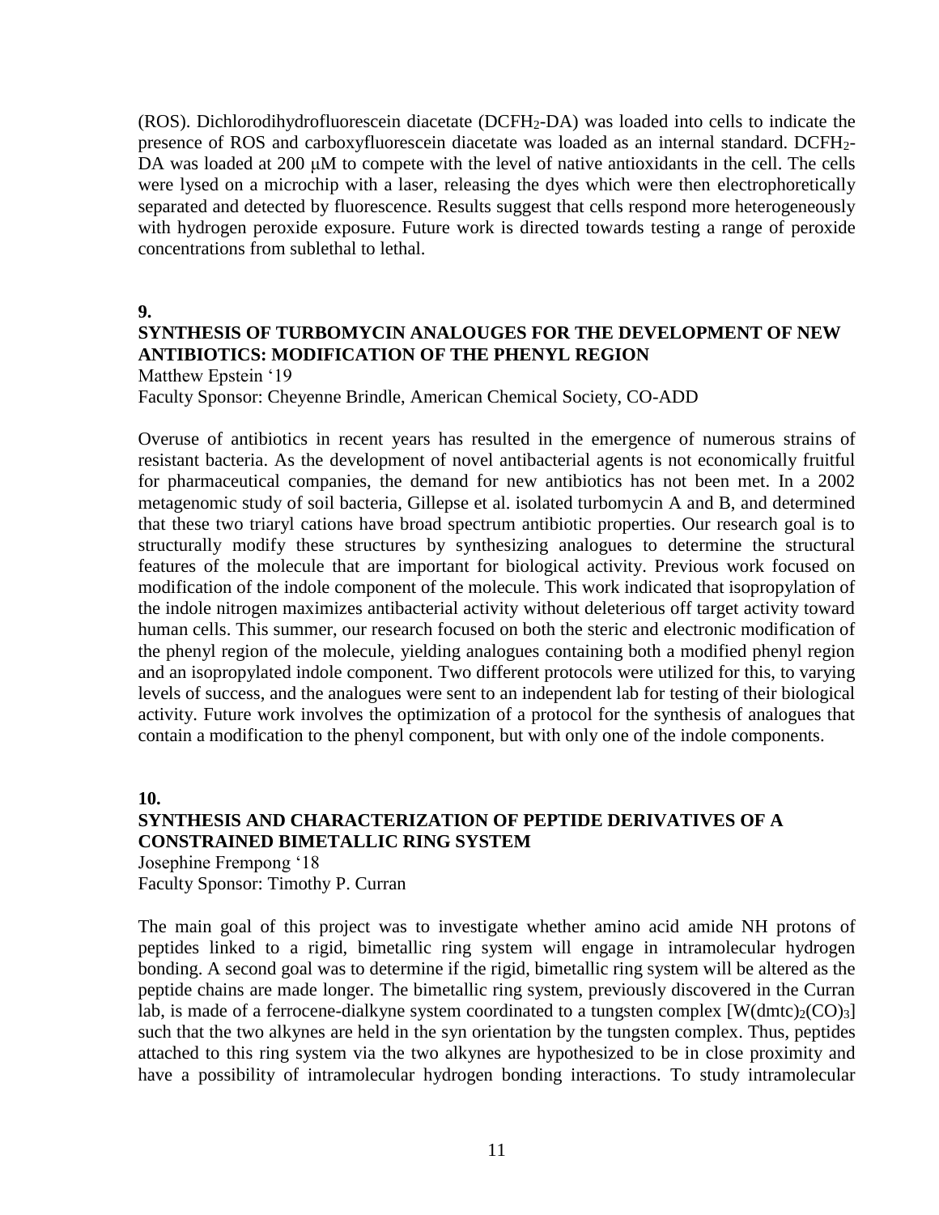(ROS). Dichlorodihydrofluorescein diacetate ($DCFH_2$-DA) was loaded into cells to indicate the presence of ROS and carboxyfluorescein diacetate was loaded as an internal standard. $DCFH_2$-DA was loaded at 200 μM to compete with the level of native antioxidants in the cell. The cells were lysed on a microchip with a laser, releasing the dyes which were then electrophoretically separated and detected by fluorescence. Results suggest that cells respond more heterogeneously with hydrogen peroxide exposure. Future work is directed towards testing a range of peroxide concentrations from sublethal to lethal.

**9.**

**SYNTHESIS OF TURBOMYCIN ANALOUGES FOR THE DEVELOPMENT OF NEW ANTIBIOTICS: MODIFICATION OF THE PHENYL REGION**

Matthew Epstein '19

Faculty Sponsor: Cheyenne Brindle, American Chemical Society, CO-ADD

Overuse of antibiotics in recent years has resulted in the emergence of numerous strains of resistant bacteria. As the development of novel antibacterial agents is not economically fruitful for pharmaceutical companies, the demand for new antibiotics has not been met. In a 2002 metagenomic study of soil bacteria, Gillepse et al. isolated turbomycin A and B, and determined that these two triaryl cations have broad spectrum antibiotic properties. Our research goal is to structurally modify these structures by synthesizing analogues to determine the structural features of the molecule that are important for biological activity. Previous work focused on modification of the indole component of the molecule. This work indicated that isopropylation of the indole nitrogen maximizes antibacterial activity without deleterious off target activity toward human cells. This summer, our research focused on both the steric and electronic modification of the phenyl region of the molecule, yielding analogues containing both a modified phenyl region and an isopropylated indole component. Two different protocols were utilized for this, to varying levels of success, and the analogues were sent to an independent lab for testing of their biological activity. Future work involves the optimization of a protocol for the synthesis of analogues that contain a modification to the phenyl component, but with only one of the indole components.

**10.**

**SYNTHESIS AND CHARACTERIZATION OF PEPTIDE DERIVATIVES OF A CONSTRAINED BIMETALLIC RING SYSTEM**

Josephine Frempong '18

Faculty Sponsor: Timothy P. Curran

The main goal of this project was to investigate whether amino acid amide NH protons of peptides linked to a rigid, bimetallic ring system will engage in intramolecular hydrogen bonding. A second goal was to determine if the rigid, bimetallic ring system will be altered as the peptide chains are made longer. The bimetallic ring system, previously discovered in the Curran lab, is made of a ferrocene-dialkyne system coordinated to a tungsten complex $[W(dmtc)_2(CO)_3]$ such that the two alkynes are held in the syn orientation by the tungsten complex. Thus, peptides attached to this ring system via the two alkynes are hypothesized to be in close proximity and have a possibility of intramolecular hydrogen bonding interactions. To study intramolecular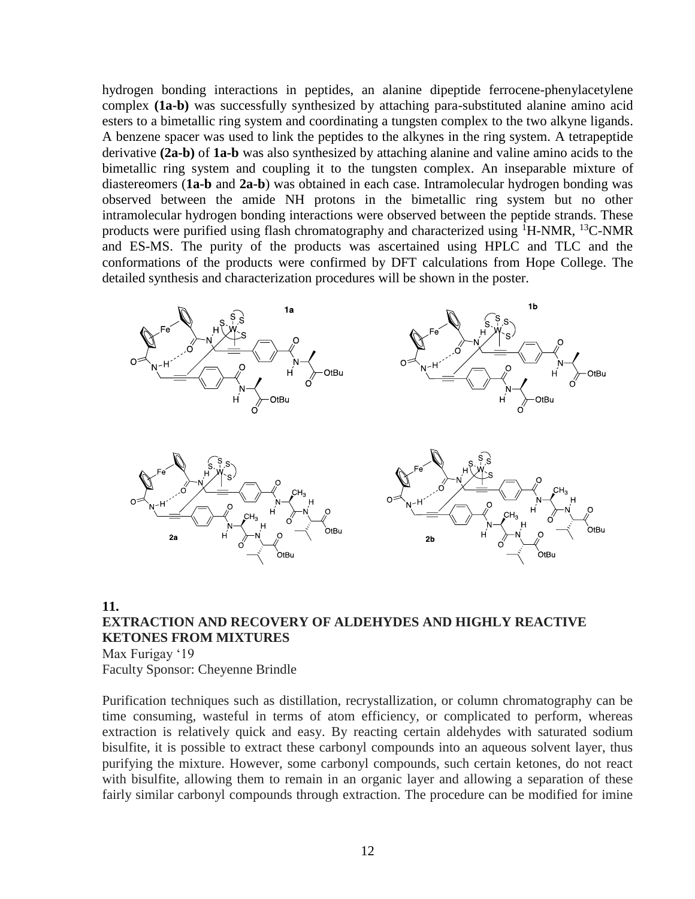hydrogen bonding interactions in peptides, an alanine dipeptide ferrocene-phenylacetylene complex **(1a-b)** was successfully synthesized by attaching para-substituted alanine amino acid esters to a bimetallic ring system and coordinating a tungsten complex to the two alkyne ligands. A benzene spacer was used to link the peptides to the alkynes in the ring system. A tetrapeptide derivative **(2a-b)** of **1a-b** was also synthesized by attaching alanine and valine amino acids to the bimetallic ring system and coupling it to the tungsten complex. An inseparable mixture of diastereomers (**1a-b** and **2a-b**) was obtained in each case. Intramolecular hydrogen bonding was observed between the amide NH protons in the bimetallic ring system but no other intramolecular hydrogen bonding interactions were observed between the peptide strands. These products were purified using flash chromatography and characterized using $^{1}$H-NMR, $^{13}$C-NMR and ES-MS. The purity of the products was ascertained using HPLC and TLC and the conformations of the products were confirmed by DFT calculations from Hope College. The detailed synthesis and characterization procedures will be shown in the poster.

**11.**

**EXTRACTION AND RECOVERY OF ALDEHYDES AND HIGHLY REACTIVE KETONES FROM MIXTURES**

Max Furigay '19

Faculty Sponsor: Cheyenne Brindle

Purification techniques such as distillation, recrystallization, or column chromatography can be time consuming, wasteful in terms of atom efficiency, or complicated to perform, whereas extraction is relatively quick and easy. By reacting certain aldehydes with saturated sodium bisulfite, it is possible to extract these carbonyl compounds into an aqueous solvent layer, thus purifying the mixture. However, some carbonyl compounds, such certain ketones, do not react with bisulfite, allowing them to remain in an organic layer and allowing a separation of these fairly similar carbonyl compounds through extraction. The procedure can be modified for imine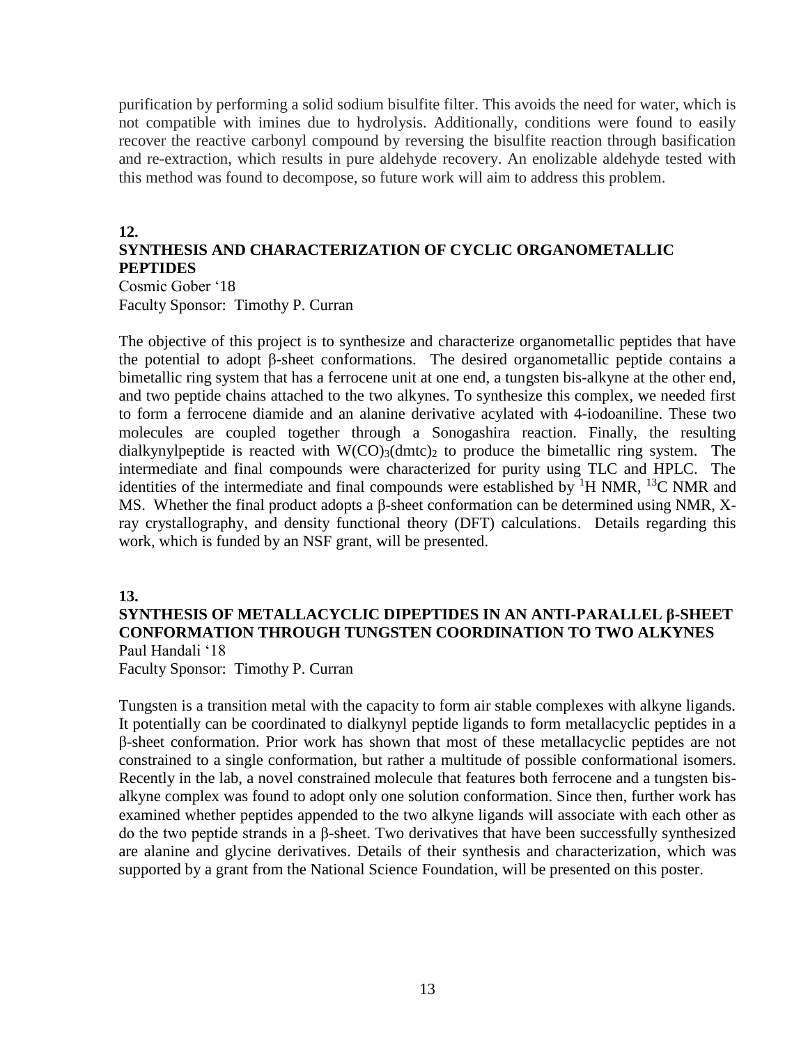purification by performing a solid sodium bisulfite filter. This avoids the need for water, which is not compatible with imines due to hydrolysis. Additionally, conditions were found to easily recover the reactive carbonyl compound by reversing the bisulfite reaction through basification and re-extraction, which results in pure aldehyde recovery. An enolizable aldehyde tested with this method was found to decompose, so future work will aim to address this problem.

**12.**

## SYNTHESIS AND CHARACTERIZATION OF CYCLIC ORGANOMETALLIC PEPTIDES

Cosmic Gober '18
Faculty Sponsor: Timothy P. Curran

The objective of this project is to synthesize and characterize organometallic peptides that have the potential to adopt β-sheet conformations. The desired organometallic peptide contains a bimetallic ring system that has a ferrocene unit at one end, a tungsten bis-alkyne at the other end, and two peptide chains attached to the two alkynes. To synthesize this complex, we needed first to form a ferrocene diamide and an alanine derivative acylated with 4-iodoaniline. These two molecules are coupled together through a Sonogashira reaction. Finally, the resulting dialkynylpeptide is reacted with $W(CO)_3(dmtc)_2$ to produce the bimetallic ring system. The intermediate and final compounds were characterized for purity using TLC and HPLC. The identities of the intermediate and final compounds were established by $^1$H NMR, $^{13}$C NMR and MS. Whether the final product adopts a β-sheet conformation can be determined using NMR, X-ray crystallography, and density functional theory (DFT) calculations. Details regarding this work, which is funded by an NSF grant, will be presented.

**13.**

## SYNTHESIS OF METALLACYCLIC DIPEPTIDES IN AN ANTI-PARALLEL β-SHEET CONFORMATION THROUGH TUNGSTEN COORDINATION TO TWO ALKYNES

Paul Handali '18
Faculty Sponsor: Timothy P. Curran

Tungsten is a transition metal with the capacity to form air stable complexes with alkyne ligands. It potentially can be coordinated to dialkynyl peptide ligands to form metallacyclic peptides in a β-sheet conformation. Prior work has shown that most of these metallacyclic peptides are not constrained to a single conformation, but rather a multitude of possible conformational isomers. Recently in the lab, a novel constrained molecule that features both ferrocene and a tungsten bis-alkyne complex was found to adopt only one solution conformation. Since then, further work has examined whether peptides appended to the two alkyne ligands will associate with each other as do the two peptide strands in a β-sheet. Two derivatives that have been successfully synthesized are alanine and glycine derivatives. Details of their synthesis and characterization, which was supported by a grant from the National Science Foundation, will be presented on this poster.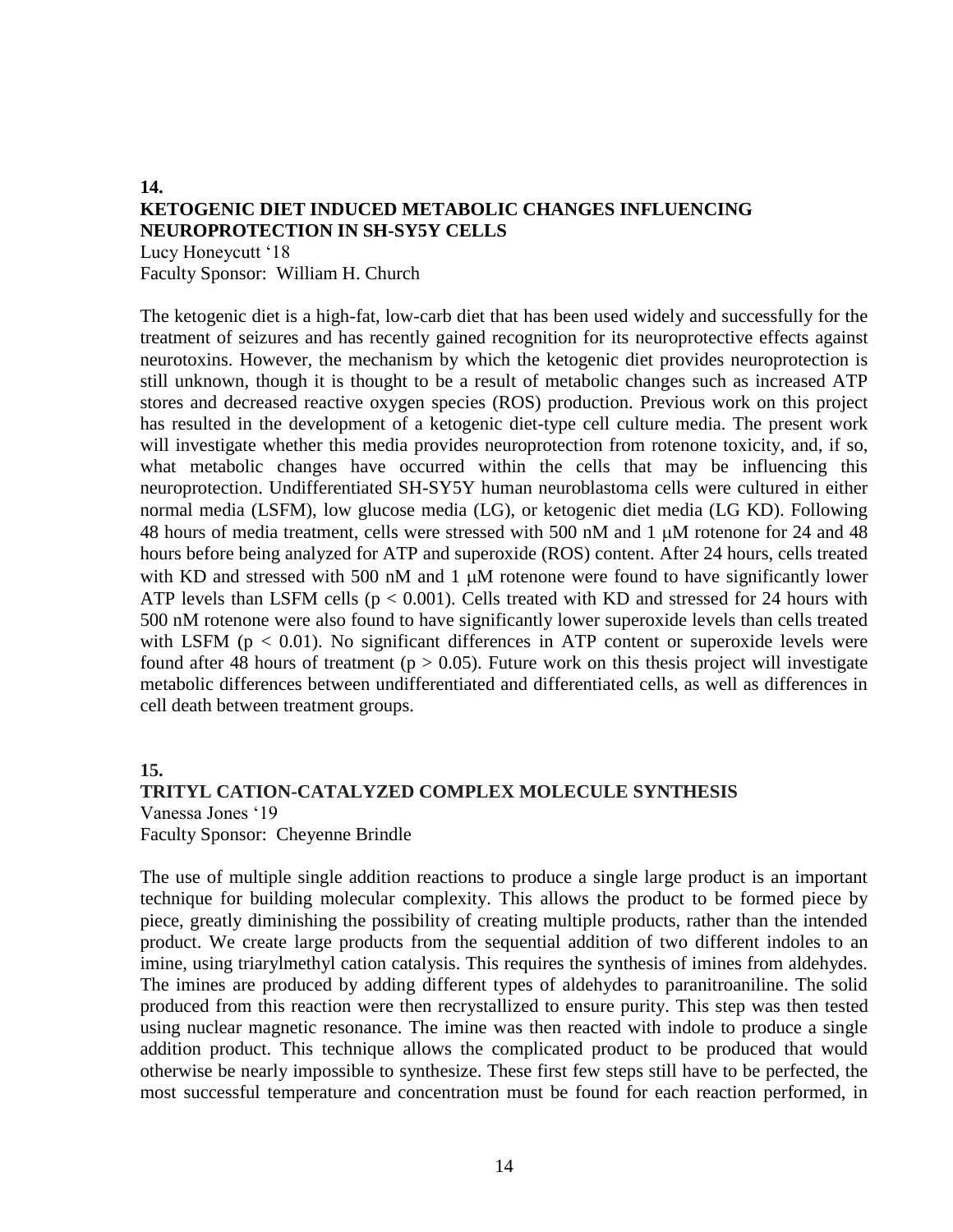## 14.

## KETOGENIC DIET INDUCED METABOLIC CHANGES INFLUENCING NEUROPROTECTION IN SH-SY5Y CELLS

Lucy Honeycutt '18
Faculty Sponsor: William H. Church

The ketogenic diet is a high-fat, low-carb diet that has been used widely and successfully for the treatment of seizures and has recently gained recognition for its neuroprotective effects against neurotoxins. However, the mechanism by which the ketogenic diet provides neuroprotection is still unknown, though it is thought to be a result of metabolic changes such as increased ATP stores and decreased reactive oxygen species (ROS) production. Previous work on this project has resulted in the development of a ketogenic diet-type cell culture media. The present work will investigate whether this media provides neuroprotection from rotenone toxicity, and, if so, what metabolic changes have occurred within the cells that may be influencing this neuroprotection. Undifferentiated SH-SY5Y human neuroblastoma cells were cultured in either normal media (LSFM), low glucose media (LG), or ketogenic diet media (LG KD). Following 48 hours of media treatment, cells were stressed with 500 nM and 1 μM rotenone for 24 and 48 hours before being analyzed for ATP and superoxide (ROS) content. After 24 hours, cells treated with KD and stressed with 500 nM and 1 μM rotenone were found to have significantly lower ATP levels than LSFM cells ($p < 0.001$). Cells treated with KD and stressed for 24 hours with 500 nM rotenone were also found to have significantly lower superoxide levels than cells treated with LSFM ($p < 0.01$). No significant differences in ATP content or superoxide levels were found after 48 hours of treatment ($p > 0.05$). Future work on this thesis project will investigate metabolic differences between undifferentiated and differentiated cells, as well as differences in cell death between treatment groups.

## 15.

## TRITYL CATION-CATALYZED COMPLEX MOLECULE SYNTHESIS

Vanessa Jones '19
Faculty Sponsor: Cheyenne Brindle

The use of multiple single addition reactions to produce a single large product is an important technique for building molecular complexity. This allows the product to be formed piece by piece, greatly diminishing the possibility of creating multiple products, rather than the intended product. We create large products from the sequential addition of two different indoles to an imine, using triarylmethyl cation catalysis. This requires the synthesis of imines from aldehydes. The imines are produced by adding different types of aldehydes to paranitroaniline. The solid produced from this reaction were then recrystallized to ensure purity. This step was then tested using nuclear magnetic resonance. The imine was then reacted with indole to produce a single addition product. This technique allows the complicated product to be produced that would otherwise be nearly impossible to synthesize. These first few steps still have to be perfected, the most successful temperature and concentration must be found for each reaction performed, in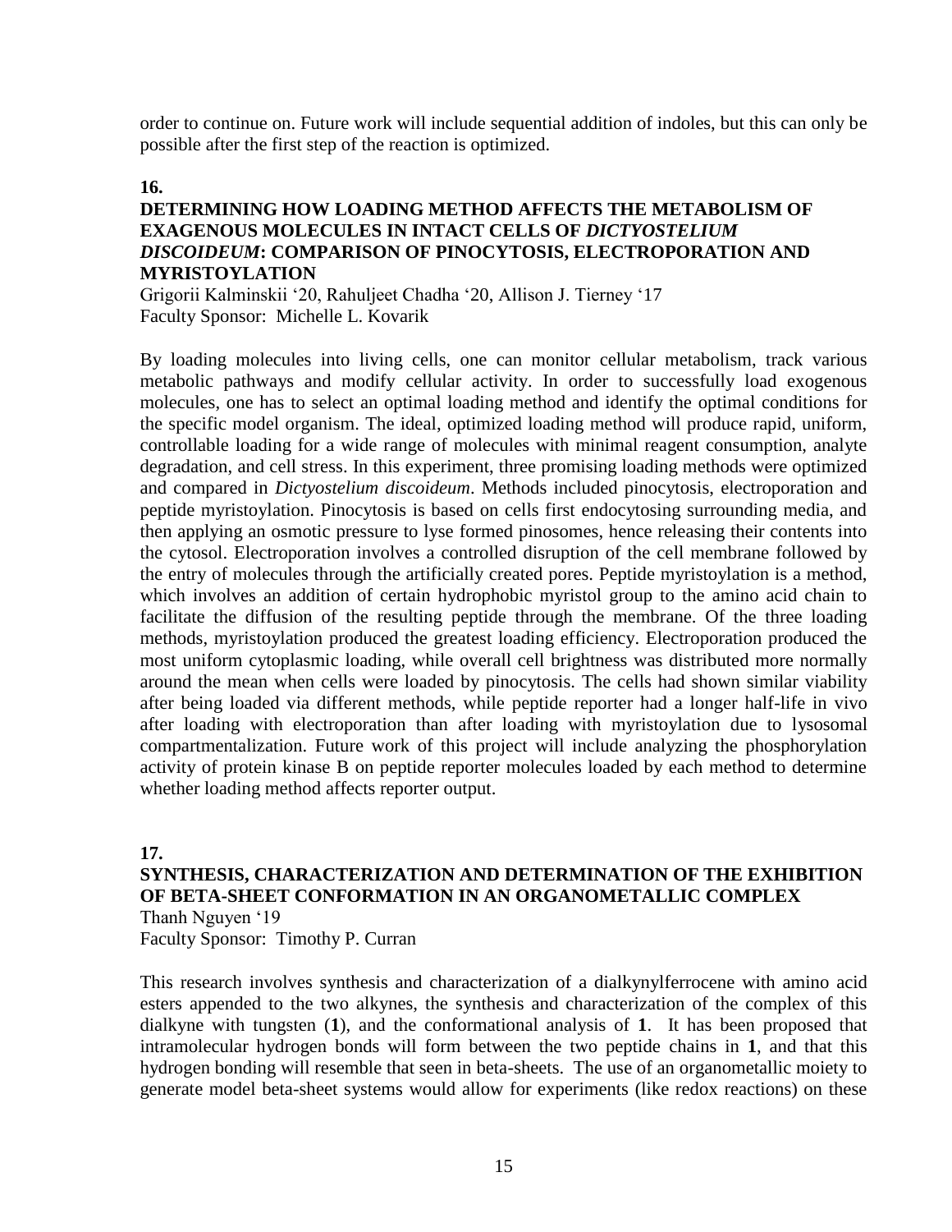order to continue on. Future work will include sequential addition of indoles, but this can only be possible after the first step of the reaction is optimized.

**16.**

### DETERMINING HOW LOADING METHOD AFFECTS THE METABOLISM OF EXAGENOUS MOLECULES IN INTACT CELLS OF *DICTYOSTELIUM DISCOIDEUM*: COMPARISON OF PINOCYTOSIS, ELECTROPORATION AND MYRISTOYLATION

Grigorii Kalminskii '20, Rahuljeet Chadha '20, Allison J. Tierney '17
Faculty Sponsor: Michelle L. Kovarik

By loading molecules into living cells, one can monitor cellular metabolism, track various metabolic pathways and modify cellular activity. In order to successfully load exogenous molecules, one has to select an optimal loading method and identify the optimal conditions for the specific model organism. The ideal, optimized loading method will produce rapid, uniform, controllable loading for a wide range of molecules with minimal reagent consumption, analyte degradation, and cell stress. In this experiment, three promising loading methods were optimized and compared in *Dictyostelium discoideum*. Methods included pinocytosis, electroporation and peptide myristoylation. Pinocytosis is based on cells first endocytosing surrounding media, and then applying an osmotic pressure to lyse formed pinosomes, hence releasing their contents into the cytosol. Electroporation involves a controlled disruption of the cell membrane followed by the entry of molecules through the artificially created pores. Peptide myristoylation is a method, which involves an addition of certain hydrophobic myristol group to the amino acid chain to facilitate the diffusion of the resulting peptide through the membrane. Of the three loading methods, myristoylation produced the greatest loading efficiency. Electroporation produced the most uniform cytoplasmic loading, while overall cell brightness was distributed more normally around the mean when cells were loaded by pinocytosis. The cells had shown similar viability after being loaded via different methods, while peptide reporter had a longer half-life in vivo after loading with electroporation than after loading with myristoylation due to lysosomal compartmentalization. Future work of this project will include analyzing the phosphorylation activity of protein kinase B on peptide reporter molecules loaded by each method to determine whether loading method affects reporter output.

**17.**

### SYNTHESIS, CHARACTERIZATION AND DETERMINATION OF THE EXHIBITION OF BETA-SHEET CONFORMATION IN AN ORGANOMETALLIC COMPLEX

Thanh Nguyen '19
Faculty Sponsor: Timothy P. Curran

This research involves synthesis and characterization of a dialkynylferrocene with amino acid esters appended to the two alkynes, the synthesis and characterization of the complex of this dialkyne with tungsten (**1**), and the conformational analysis of **1**. It has been proposed that intramolecular hydrogen bonds will form between the two peptide chains in **1**, and that this hydrogen bonding will resemble that seen in beta-sheets. The use of an organometallic moiety to generate model beta-sheet systems would allow for experiments (like redox reactions) on these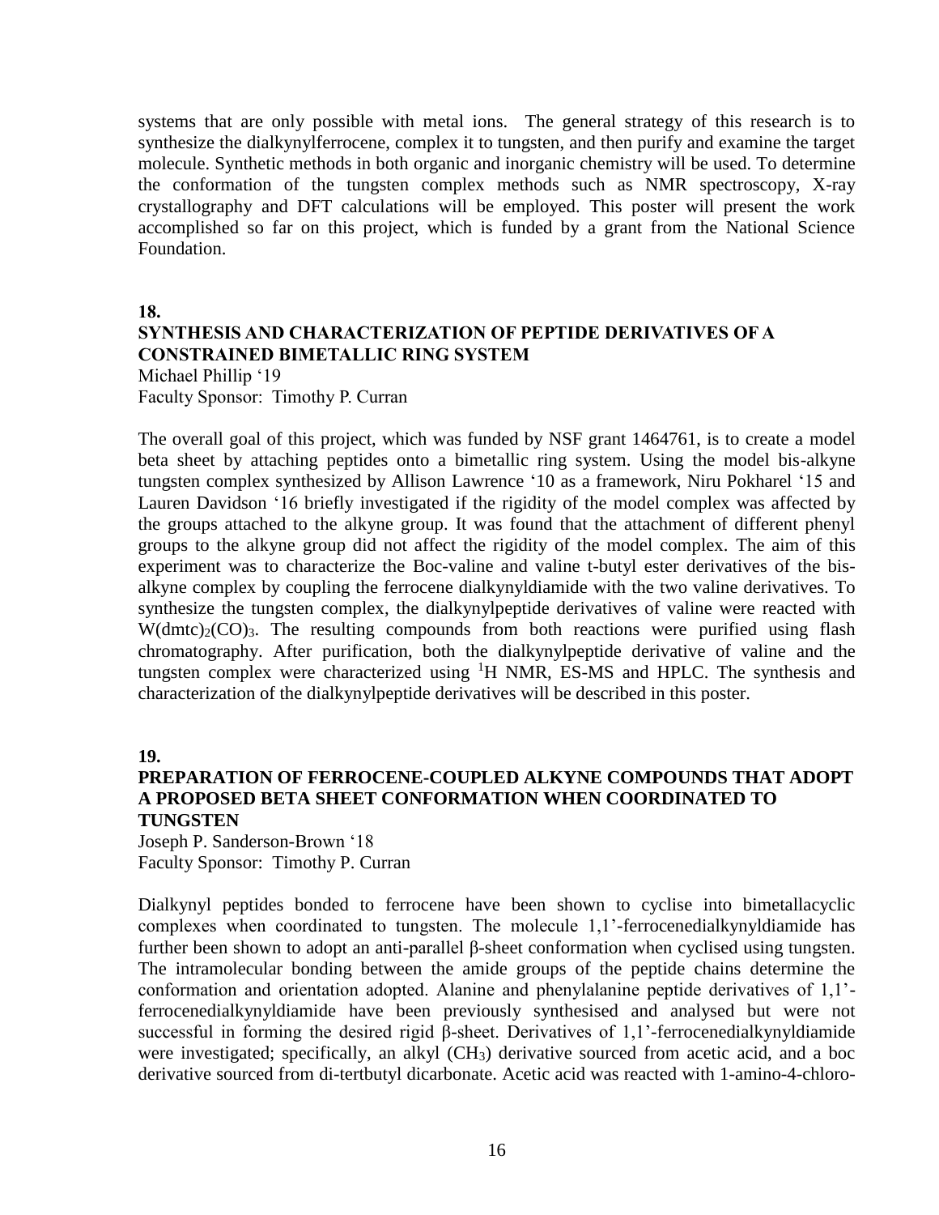systems that are only possible with metal ions. The general strategy of this research is to synthesize the dialkynylferrocene, complex it to tungsten, and then purify and examine the target molecule. Synthetic methods in both organic and inorganic chemistry will be used. To determine the conformation of the tungsten complex methods such as NMR spectroscopy, X-ray crystallography and DFT calculations will be employed. This poster will present the work accomplished so far on this project, which is funded by a grant from the National Science Foundation.

**18.**

### SYNTHESIS AND CHARACTERIZATION OF PEPTIDE DERIVATIVES OF A CONSTRAINED BIMETALLIC RING SYSTEM

Michael Phillip '19
Faculty Sponsor: Timothy P. Curran

The overall goal of this project, which was funded by NSF grant 1464761, is to create a model beta sheet by attaching peptides onto a bimetallic ring system. Using the model bis-alkyne tungsten complex synthesized by Allison Lawrence '10 as a framework, Niru Pokharel '15 and Lauren Davidson '16 briefly investigated if the rigidity of the model complex was affected by the groups attached to the alkyne group. It was found that the attachment of different phenyl groups to the alkyne group did not affect the rigidity of the model complex. The aim of this experiment was to characterize the Boc-valine and valine t-butyl ester derivatives of the bis-alkyne complex by coupling the ferrocene dialkynyldiamide with the two valine derivatives. To synthesize the tungsten complex, the dialkynylpeptide derivatives of valine were reacted with $W(dmtc)_2(CO)_3$. The resulting compounds from both reactions were purified using flash chromatography. After purification, both the dialkynylpeptide derivative of valine and the tungsten complex were characterized using $^1H$ NMR, ES-MS and HPLC. The synthesis and characterization of the dialkynylpeptide derivatives will be described in this poster.

**19.**

### PREPARATION OF FERROCENE-COUPLED ALKYNE COMPOUNDS THAT ADOPT A PROPOSED BETA SHEET CONFORMATION WHEN COORDINATED TO TUNGSTEN

Joseph P. Sanderson-Brown '18
Faculty Sponsor: Timothy P. Curran

Dialkynyl peptides bonded to ferrocene have been shown to cyclise into bimetallacyclic complexes when coordinated to tungsten. The molecule 1,1'-ferrocenedialkynyldiamide has further been shown to adopt an anti-parallel β-sheet conformation when cyclised using tungsten. The intramolecular bonding between the amide groups of the peptide chains determine the conformation and orientation adopted. Alanine and phenylalanine peptide derivatives of 1,1'-ferrocenedialkynyldiamide have been previously synthesised and analysed but were not successful in forming the desired rigid β-sheet. Derivatives of 1,1'-ferrocenedialkynyldiamide were investigated; specifically, an alkyl ($CH_3$) derivative sourced from acetic acid, and a boc derivative sourced from di-tertbutyl dicarbonate. Acetic acid was reacted with 1-amino-4-chloro-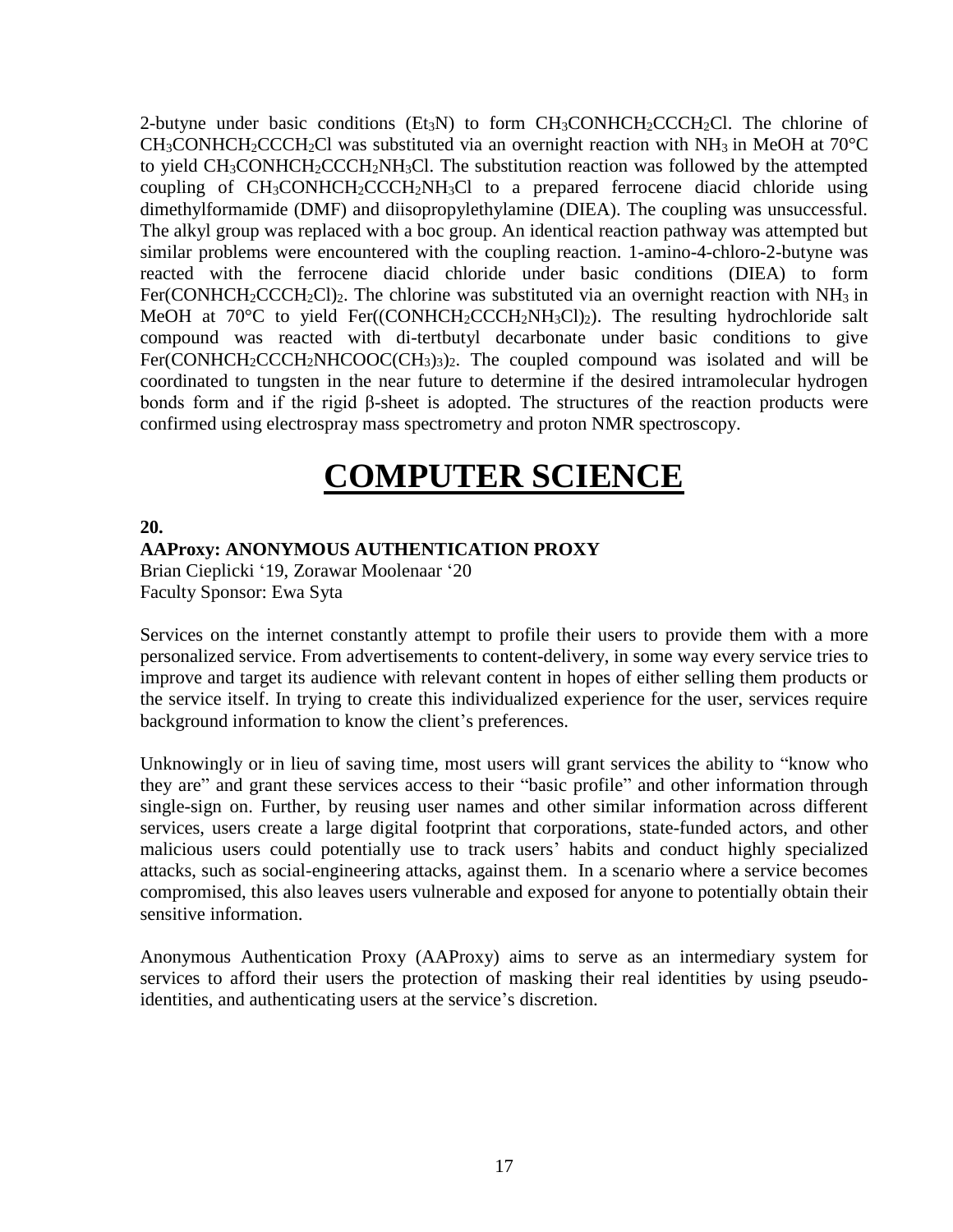2-butyne under basic conditions ($Et_3N$) to form $CH_3CONHCH_2CCCH_2Cl$. The chlorine of $CH_3CONHCH_2CCCH_2Cl$ was substituted via an overnight reaction with $NH_3$ in MeOH at 70°C to yield $CH_3CONHCH_2CCCH_2NH_3Cl$. The substitution reaction was followed by the attempted coupling of $CH_3CONHCH_2CCCH_2NH_3Cl$ to a prepared ferrocene diacid chloride using dimethylformamide (DMF) and diisopropylethylamine (DIEA). The coupling was unsuccessful. The alkyl group was replaced with a boc group. An identical reaction pathway was attempted but similar problems were encountered with the coupling reaction. 1-amino-4-chloro-2-butyne was reacted with the ferrocene diacid chloride under basic conditions (DIEA) to form $Fer(CONHCH_2CCCH_2Cl)_2$. The chlorine was substituted via an overnight reaction with $NH_3$ in MeOH at 70°C to yield $Fer((CONHCH_2CCCH_2NH_3Cl)_2)$. The resulting hydrochloride salt compound was reacted with di-tertbutyl decarbonate under basic conditions to give $Fer(CONHCH_2CCCH_2NHCOOC(CH_3)_3)_2$. The coupled compound was isolated and will be coordinated to tungsten in the near future to determine if the desired intramolecular hydrogen bonds form and if the rigid β-sheet is adopted. The structures of the reaction products were confirmed using electrospray mass spectrometry and proton NMR spectroscopy.

# COMPUTER SCIENCE

**20.**

### AAProxy: ANONYMOUS AUTHENTICATION PROXY

Brian Cieplicki '19, Zorawar Moolenaar '20
Faculty Sponsor: Ewa Syta

Services on the internet constantly attempt to profile their users to provide them with a more personalized service. From advertisements to content-delivery, in some way every service tries to improve and target its audience with relevant content in hopes of either selling them products or the service itself. In trying to create this individualized experience for the user, services require background information to know the client's preferences.

Unknowingly or in lieu of saving time, most users will grant services the ability to "know who they are" and grant these services access to their "basic profile" and other information through single-sign on. Further, by reusing user names and other similar information across different services, users create a large digital footprint that corporations, state-funded actors, and other malicious users could potentially use to track users' habits and conduct highly specialized attacks, such as social-engineering attacks, against them. In a scenario where a service becomes compromised, this also leaves users vulnerable and exposed for anyone to potentially obtain their sensitive information.

Anonymous Authentication Proxy (AAProxy) aims to serve as an intermediary system for services to afford their users the protection of masking their real identities by using pseudo-identities, and authenticating users at the service's discretion.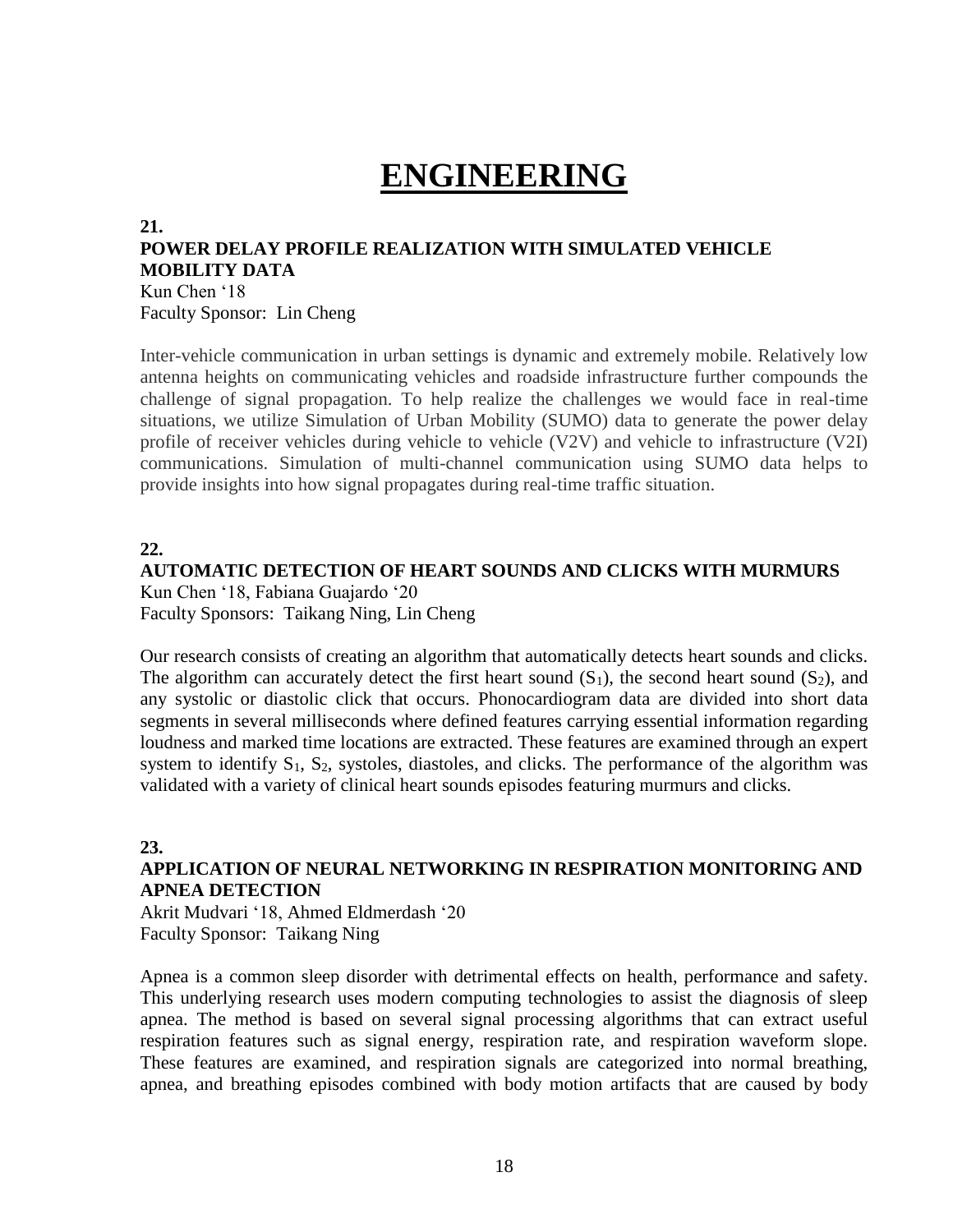# ENGINEERING

**21.**

**POWER DELAY PROFILE REALIZATION WITH SIMULATED VEHICLE MOBILITY DATA**

Kun Chen '18

Faculty Sponsor: Lin Cheng

Inter-vehicle communication in urban settings is dynamic and extremely mobile. Relatively low antenna heights on communicating vehicles and roadside infrastructure further compounds the challenge of signal propagation. To help realize the challenges we would face in real-time situations, we utilize Simulation of Urban Mobility (SUMO) data to generate the power delay profile of receiver vehicles during vehicle to vehicle (V2V) and vehicle to infrastructure (V2I) communications. Simulation of multi-channel communication using SUMO data helps to provide insights into how signal propagates during real-time traffic situation.

**22.**

**AUTOMATIC DETECTION OF HEART SOUNDS AND CLICKS WITH MURMURS**

Kun Chen '18, Fabiana Guajardo '20

Faculty Sponsors: Taikang Ning, Lin Cheng

Our research consists of creating an algorithm that automatically detects heart sounds and clicks. The algorithm can accurately detect the first heart sound ($S_1$), the second heart sound ($S_2$), and any systolic or diastolic click that occurs. Phonocardiogram data are divided into short data segments in several milliseconds where defined features carrying essential information regarding loudness and marked time locations are extracted. These features are examined through an expert system to identify $S_1$, $S_2$, systoles, diastoles, and clicks. The performance of the algorithm was validated with a variety of clinical heart sounds episodes featuring murmurs and clicks.

**23.**

**APPLICATION OF NEURAL NETWORKING IN RESPIRATION MONITORING AND APNEA DETECTION**

Akrit Mudvari '18, Ahmed Eldmerdash '20

Faculty Sponsor: Taikang Ning

Apnea is a common sleep disorder with detrimental effects on health, performance and safety. This underlying research uses modern computing technologies to assist the diagnosis of sleep apnea. The method is based on several signal processing algorithms that can extract useful respiration features such as signal energy, respiration rate, and respiration waveform slope. These features are examined, and respiration signals are categorized into normal breathing, apnea, and breathing episodes combined with body motion artifacts that are caused by body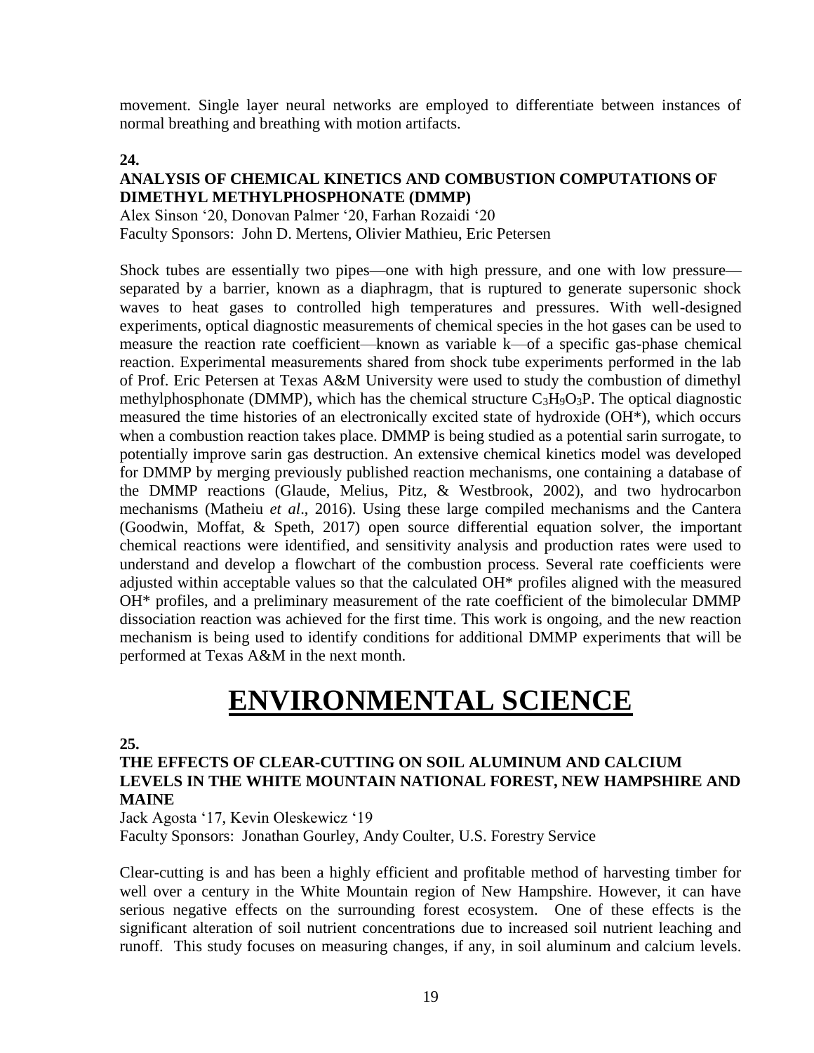movement. Single layer neural networks are employed to differentiate between instances of normal breathing and breathing with motion artifacts.

**24.**

### ANALYSIS OF CHEMICAL KINETICS AND COMBUSTION COMPUTATIONS OF DIMETHYL METHYLPHOSPHONATE (DMMP)

Alex Sinson '20, Donovan Palmer '20, Farhan Rozaidi '20
Faculty Sponsors: John D. Mertens, Olivier Mathieu, Eric Petersen

Shock tubes are essentially two pipes—one with high pressure, and one with low pressure—separated by a barrier, known as a diaphragm, that is ruptured to generate supersonic shock waves to heat gases to controlled high temperatures and pressures. With well-designed experiments, optical diagnostic measurements of chemical species in the hot gases can be used to measure the reaction rate coefficient—known as variable k—of a specific gas-phase chemical reaction. Experimental measurements shared from shock tube experiments performed in the lab of Prof. Eric Petersen at Texas A&M University were used to study the combustion of dimethyl methylphosphonate (DMMP), which has the chemical structure $C_3H_9O_3P$. The optical diagnostic measured the time histories of an electronically excited state of hydroxide (OH*), which occurs when a combustion reaction takes place. DMMP is being studied as a potential sarin surrogate, to potentially improve sarin gas destruction. An extensive chemical kinetics model was developed for DMMP by merging previously published reaction mechanisms, one containing a database of the DMMP reactions (Glaude, Melius, Pitz, & Westbrook, 2002), and two hydrocarbon mechanisms (Matheiu *et al*., 2016). Using these large compiled mechanisms and the Cantera (Goodwin, Moffat, & Speth, 2017) open source differential equation solver, the important chemical reactions were identified, and sensitivity analysis and production rates were used to understand and develop a flowchart of the combustion process. Several rate coefficients were adjusted within acceptable values so that the calculated OH* profiles aligned with the measured OH* profiles, and a preliminary measurement of the rate coefficient of the bimolecular DMMP dissociation reaction was achieved for the first time. This work is ongoing, and the new reaction mechanism is being used to identify conditions for additional DMMP experiments that will be performed at Texas A&M in the next month.

# ENVIRONMENTAL SCIENCE

**25.**

### THE EFFECTS OF CLEAR-CUTTING ON SOIL ALUMINUM AND CALCIUM LEVELS IN THE WHITE MOUNTAIN NATIONAL FOREST, NEW HAMPSHIRE AND MAINE

Jack Agosta '17, Kevin Oleskewicz '19
Faculty Sponsors: Jonathan Gourley, Andy Coulter, U.S. Forestry Service

Clear-cutting is and has been a highly efficient and profitable method of harvesting timber for well over a century in the White Mountain region of New Hampshire. However, it can have serious negative effects on the surrounding forest ecosystem. One of these effects is the significant alteration of soil nutrient concentrations due to increased soil nutrient leaching and runoff. This study focuses on measuring changes, if any, in soil aluminum and calcium levels.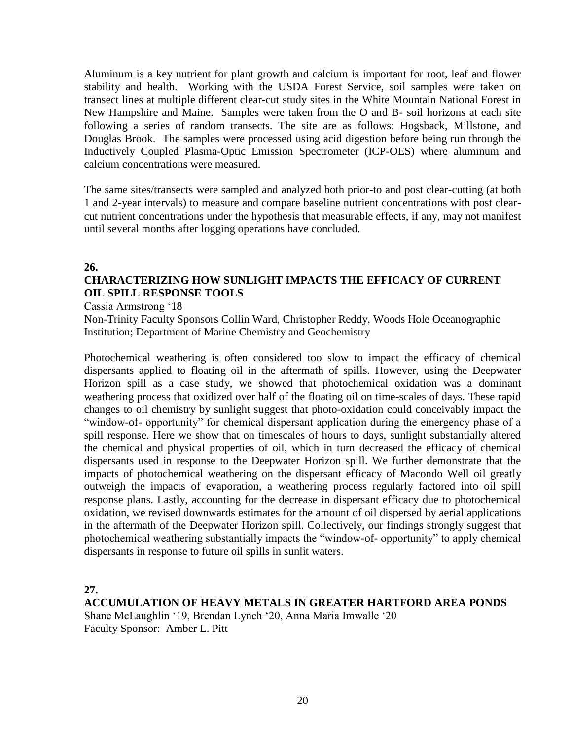Aluminum is a key nutrient for plant growth and calcium is important for root, leaf and flower stability and health. Working with the USDA Forest Service, soil samples were taken on transect lines at multiple different clear-cut study sites in the White Mountain National Forest in New Hampshire and Maine. Samples were taken from the O and B- soil horizons at each site following a series of random transects. The site are as follows: Hogsback, Millstone, and Douglas Brook. The samples were processed using acid digestion before being run through the Inductively Coupled Plasma-Optic Emission Spectrometer (ICP-OES) where aluminum and calcium concentrations were measured.

The same sites/transects were sampled and analyzed both prior-to and post clear-cutting (at both 1 and 2-year intervals) to measure and compare baseline nutrient concentrations with post clear-cut nutrient concentrations under the hypothesis that measurable effects, if any, may not manifest until several months after logging operations have concluded.

**26.**

### CHARACTERIZING HOW SUNLIGHT IMPACTS THE EFFICACY OF CURRENT OIL SPILL RESPONSE TOOLS

Cassia Armstrong '18
Non-Trinity Faculty Sponsors Collin Ward, Christopher Reddy, Woods Hole Oceanographic Institution; Department of Marine Chemistry and Geochemistry

Photochemical weathering is often considered too slow to impact the efficacy of chemical dispersants applied to floating oil in the aftermath of spills. However, using the Deepwater Horizon spill as a case study, we showed that photochemical oxidation was a dominant weathering process that oxidized over half of the floating oil on time-scales of days. These rapid changes to oil chemistry by sunlight suggest that photo-oxidation could conceivably impact the "window-of- opportunity" for chemical dispersant application during the emergency phase of a spill response. Here we show that on timescales of hours to days, sunlight substantially altered the chemical and physical properties of oil, which in turn decreased the efficacy of chemical dispersants used in response to the Deepwater Horizon spill. We further demonstrate that the impacts of photochemical weathering on the dispersant efficacy of Macondo Well oil greatly outweigh the impacts of evaporation, a weathering process regularly factored into oil spill response plans. Lastly, accounting for the decrease in dispersant efficacy due to photochemical oxidation, we revised downwards estimates for the amount of oil dispersed by aerial applications in the aftermath of the Deepwater Horizon spill. Collectively, our findings strongly suggest that photochemical weathering substantially impacts the "window-of- opportunity" to apply chemical dispersants in response to future oil spills in sunlit waters.

**27.**

### ACCUMULATION OF HEAVY METALS IN GREATER HARTFORD AREA PONDS

Shane McLaughlin '19, Brendan Lynch '20, Anna Maria Imwalle '20
Faculty Sponsor: Amber L. Pitt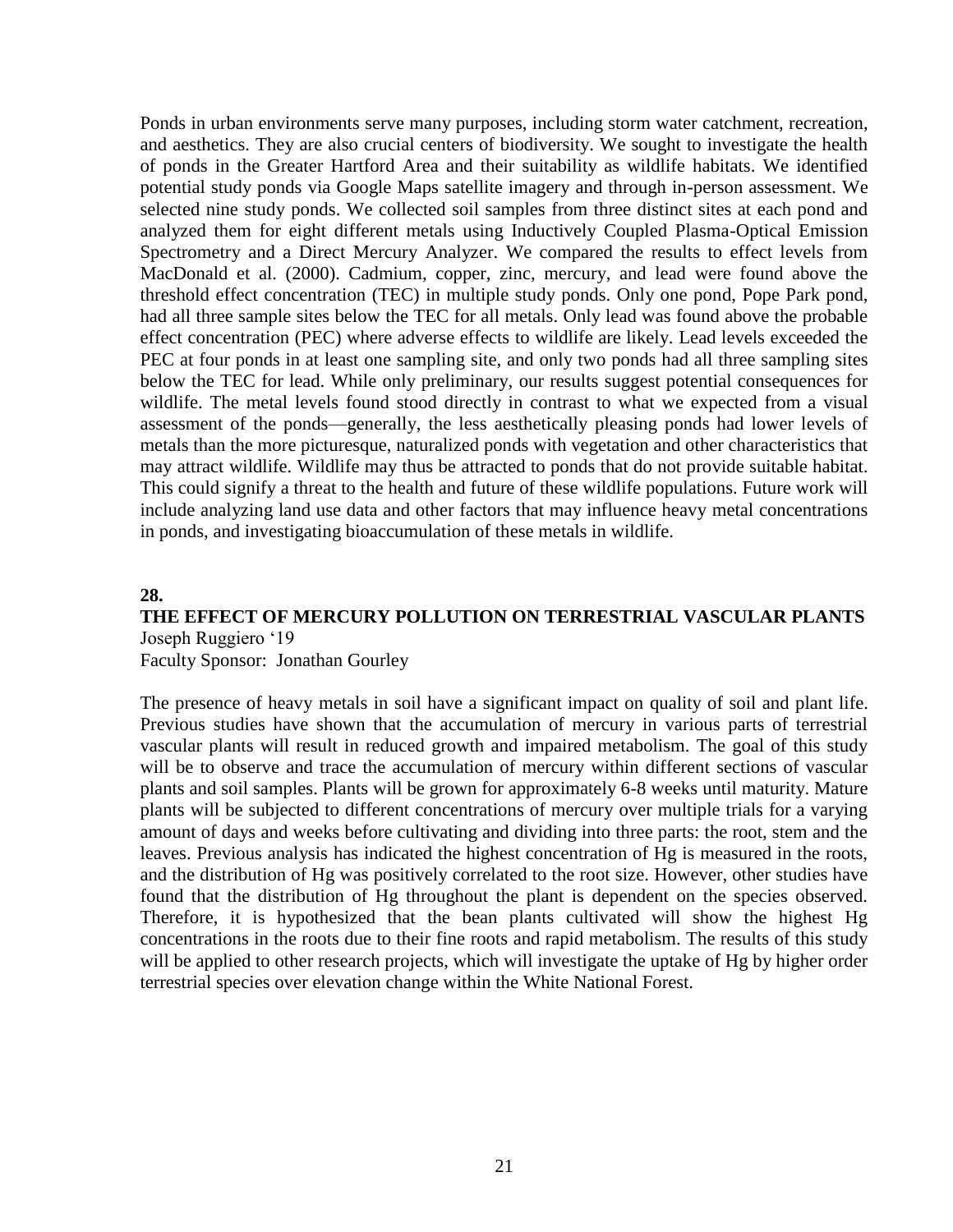Ponds in urban environments serve many purposes, including storm water catchment, recreation, and aesthetics. They are also crucial centers of biodiversity. We sought to investigate the health of ponds in the Greater Hartford Area and their suitability as wildlife habitats. We identified potential study ponds via Google Maps satellite imagery and through in-person assessment. We selected nine study ponds. We collected soil samples from three distinct sites at each pond and analyzed them for eight different metals using Inductively Coupled Plasma-Optical Emission Spectrometry and a Direct Mercury Analyzer. We compared the results to effect levels from MacDonald et al. (2000). Cadmium, copper, zinc, mercury, and lead were found above the threshold effect concentration (TEC) in multiple study ponds. Only one pond, Pope Park pond, had all three sample sites below the TEC for all metals. Only lead was found above the probable effect concentration (PEC) where adverse effects to wildlife are likely. Lead levels exceeded the PEC at four ponds in at least one sampling site, and only two ponds had all three sampling sites below the TEC for lead. While only preliminary, our results suggest potential consequences for wildlife. The metal levels found stood directly in contrast to what we expected from a visual assessment of the ponds—generally, the less aesthetically pleasing ponds had lower levels of metals than the more picturesque, naturalized ponds with vegetation and other characteristics that may attract wildlife. Wildlife may thus be attracted to ponds that do not provide suitable habitat. This could signify a threat to the health and future of these wildlife populations. Future work will include analyzing land use data and other factors that may influence heavy metal concentrations in ponds, and investigating bioaccumulation of these metals in wildlife.

**28.**

**THE EFFECT OF MERCURY POLLUTION ON TERRESTRIAL VASCULAR PLANTS**

Joseph Ruggiero '19

Faculty Sponsor: Jonathan Gourley

The presence of heavy metals in soil have a significant impact on quality of soil and plant life. Previous studies have shown that the accumulation of mercury in various parts of terrestrial vascular plants will result in reduced growth and impaired metabolism. The goal of this study will be to observe and trace the accumulation of mercury within different sections of vascular plants and soil samples. Plants will be grown for approximately 6-8 weeks until maturity. Mature plants will be subjected to different concentrations of mercury over multiple trials for a varying amount of days and weeks before cultivating and dividing into three parts: the root, stem and the leaves. Previous analysis has indicated the highest concentration of Hg is measured in the roots, and the distribution of Hg was positively correlated to the root size. However, other studies have found that the distribution of Hg throughout the plant is dependent on the species observed. Therefore, it is hypothesized that the bean plants cultivated will show the highest Hg concentrations in the roots due to their fine roots and rapid metabolism. The results of this study will be applied to other research projects, which will investigate the uptake of Hg by higher order terrestrial species over elevation change within the White National Forest.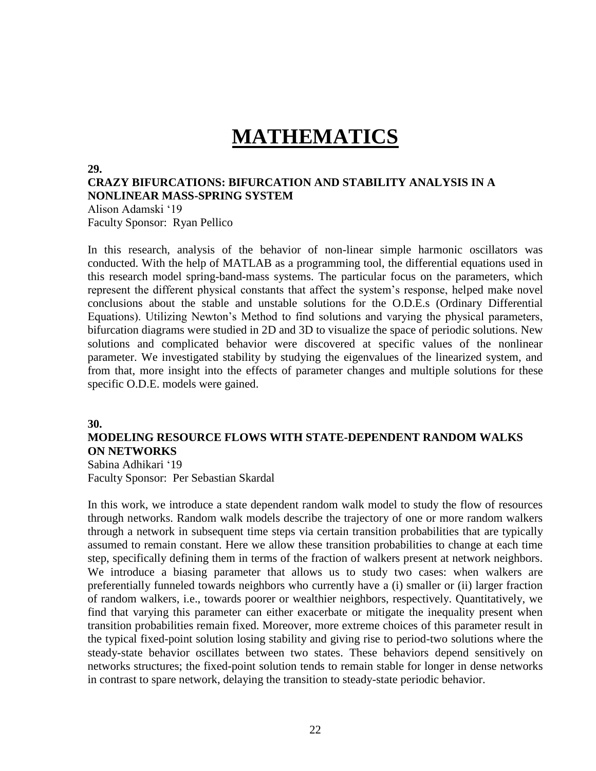# MATHEMATICS

**29.**

**CRAZY BIFURCATIONS: BIFURCATION AND STABILITY ANALYSIS IN A NONLINEAR MASS-SPRING SYSTEM**

Alison Adamski '19
Faculty Sponsor: Ryan Pellico

In this research, analysis of the behavior of non-linear simple harmonic oscillators was conducted. With the help of MATLAB as a programming tool, the differential equations used in this research model spring-band-mass systems. The particular focus on the parameters, which represent the different physical constants that affect the system's response, helped make novel conclusions about the stable and unstable solutions for the O.D.E.s (Ordinary Differential Equations). Utilizing Newton's Method to find solutions and varying the physical parameters, bifurcation diagrams were studied in 2D and 3D to visualize the space of periodic solutions. New solutions and complicated behavior were discovered at specific values of the nonlinear parameter. We investigated stability by studying the eigenvalues of the linearized system, and from that, more insight into the effects of parameter changes and multiple solutions for these specific O.D.E. models were gained.

**30.**

**MODELING RESOURCE FLOWS WITH STATE-DEPENDENT RANDOM WALKS ON NETWORKS**

Sabina Adhikari '19
Faculty Sponsor: Per Sebastian Skardal

In this work, we introduce a state dependent random walk model to study the flow of resources through networks. Random walk models describe the trajectory of one or more random walkers through a network in subsequent time steps via certain transition probabilities that are typically assumed to remain constant. Here we allow these transition probabilities to change at each time step, specifically defining them in terms of the fraction of walkers present at network neighbors. We introduce a biasing parameter that allows us to study two cases: when walkers are preferentially funneled towards neighbors who currently have a (i) smaller or (ii) larger fraction of random walkers, i.e., towards poorer or wealthier neighbors, respectively. Quantitatively, we find that varying this parameter can either exacerbate or mitigate the inequality present when transition probabilities remain fixed. Moreover, more extreme choices of this parameter result in the typical fixed-point solution losing stability and giving rise to period-two solutions where the steady-state behavior oscillates between two states. These behaviors depend sensitively on networks structures; the fixed-point solution tends to remain stable for longer in dense networks in contrast to spare network, delaying the transition to steady-state periodic behavior.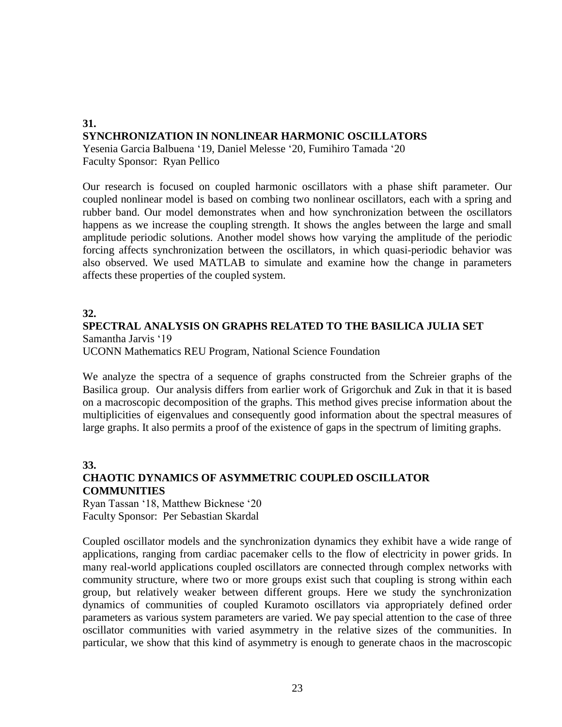**31.**
## SYNCHRONIZATION IN NONLINEAR HARMONIC OSCILLATORS

Yesenia Garcia Balbuena '19, Daniel Melesse '20, Fumihiro Tamada '20
Faculty Sponsor: Ryan Pellico

Our research is focused on coupled harmonic oscillators with a phase shift parameter. Our coupled nonlinear model is based on combing two nonlinear oscillators, each with a spring and rubber band. Our model demonstrates when and how synchronization between the oscillators happens as we increase the coupling strength. It shows the angles between the large and small amplitude periodic solutions. Another model shows how varying the amplitude of the periodic forcing affects synchronization between the oscillators, in which quasi-periodic behavior was also observed. We used MATLAB to simulate and examine how the change in parameters affects these properties of the coupled system.

**32.**
## SPECTRAL ANALYSIS ON GRAPHS RELATED TO THE BASILICA JULIA SET

Samantha Jarvis '19
UCONN Mathematics REU Program, National Science Foundation

We analyze the spectra of a sequence of graphs constructed from the Schreier graphs of the Basilica group. Our analysis differs from earlier work of Grigorchuk and Zuk in that it is based on a macroscopic decomposition of the graphs. This method gives precise information about the multiplicities of eigenvalues and consequently good information about the spectral measures of large graphs. It also permits a proof of the existence of gaps in the spectrum of limiting graphs.

**33.**
## CHAOTIC DYNAMICS OF ASYMMETRIC COUPLED OSCILLATOR COMMUNITIES

Ryan Tassan '18, Matthew Bicknese '20
Faculty Sponsor: Per Sebastian Skardal

Coupled oscillator models and the synchronization dynamics they exhibit have a wide range of applications, ranging from cardiac pacemaker cells to the flow of electricity in power grids. In many real-world applications coupled oscillators are connected through complex networks with community structure, where two or more groups exist such that coupling is strong within each group, but relatively weaker between different groups. Here we study the synchronization dynamics of communities of coupled Kuramoto oscillators via appropriately defined order parameters as various system parameters are varied. We pay special attention to the case of three oscillator communities with varied asymmetry in the relative sizes of the communities. In particular, we show that this kind of asymmetry is enough to generate chaos in the macroscopic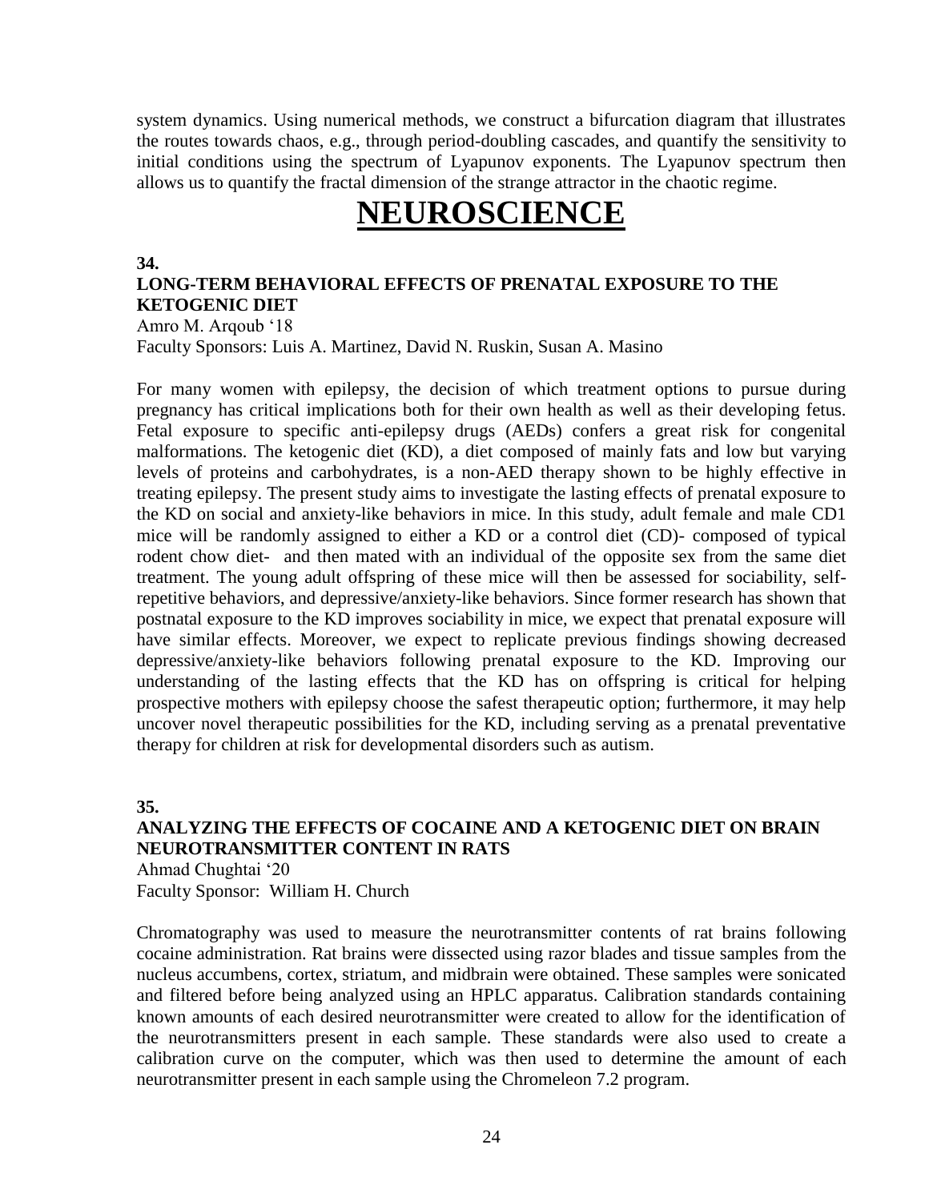system dynamics. Using numerical methods, we construct a bifurcation diagram that illustrates the routes towards chaos, e.g., through period-doubling cascades, and quantify the sensitivity to initial conditions using the spectrum of Lyapunov exponents. The Lyapunov spectrum then allows us to quantify the fractal dimension of the strange attractor in the chaotic regime.

# NEUROSCIENCE

**34.**

### LONG-TERM BEHAVIORAL EFFECTS OF PRENATAL EXPOSURE TO THE KETOGENIC DIET

Amro M. Arqoub '18
Faculty Sponsors: Luis A. Martinez, David N. Ruskin, Susan A. Masino

For many women with epilepsy, the decision of which treatment options to pursue during pregnancy has critical implications both for their own health as well as their developing fetus. Fetal exposure to specific anti-epilepsy drugs (AEDs) confers a great risk for congenital malformations. The ketogenic diet (KD), a diet composed of mainly fats and low but varying levels of proteins and carbohydrates, is a non-AED therapy shown to be highly effective in treating epilepsy. The present study aims to investigate the lasting effects of prenatal exposure to the KD on social and anxiety-like behaviors in mice. In this study, adult female and male CD1 mice will be randomly assigned to either a KD or a control diet (CD)- composed of typical rodent chow diet- and then mated with an individual of the opposite sex from the same diet treatment. The young adult offspring of these mice will then be assessed for sociability, self-repetitive behaviors, and depressive/anxiety-like behaviors. Since former research has shown that postnatal exposure to the KD improves sociability in mice, we expect that prenatal exposure will have similar effects. Moreover, we expect to replicate previous findings showing decreased depressive/anxiety-like behaviors following prenatal exposure to the KD. Improving our understanding of the lasting effects that the KD has on offspring is critical for helping prospective mothers with epilepsy choose the safest therapeutic option; furthermore, it may help uncover novel therapeutic possibilities for the KD, including serving as a prenatal preventative therapy for children at risk for developmental disorders such as autism.

**35.**

### ANALYZING THE EFFECTS OF COCAINE AND A KETOGENIC DIET ON BRAIN NEUROTRANSMITTER CONTENT IN RATS

Ahmad Chughtai '20
Faculty Sponsor: William H. Church

Chromatography was used to measure the neurotransmitter contents of rat brains following cocaine administration. Rat brains were dissected using razor blades and tissue samples from the nucleus accumbens, cortex, striatum, and midbrain were obtained. These samples were sonicated and filtered before being analyzed using an HPLC apparatus. Calibration standards containing known amounts of each desired neurotransmitter were created to allow for the identification of the neurotransmitters present in each sample. These standards were also used to create a calibration curve on the computer, which was then used to determine the amount of each neurotransmitter present in each sample using the Chromeleon 7.2 program.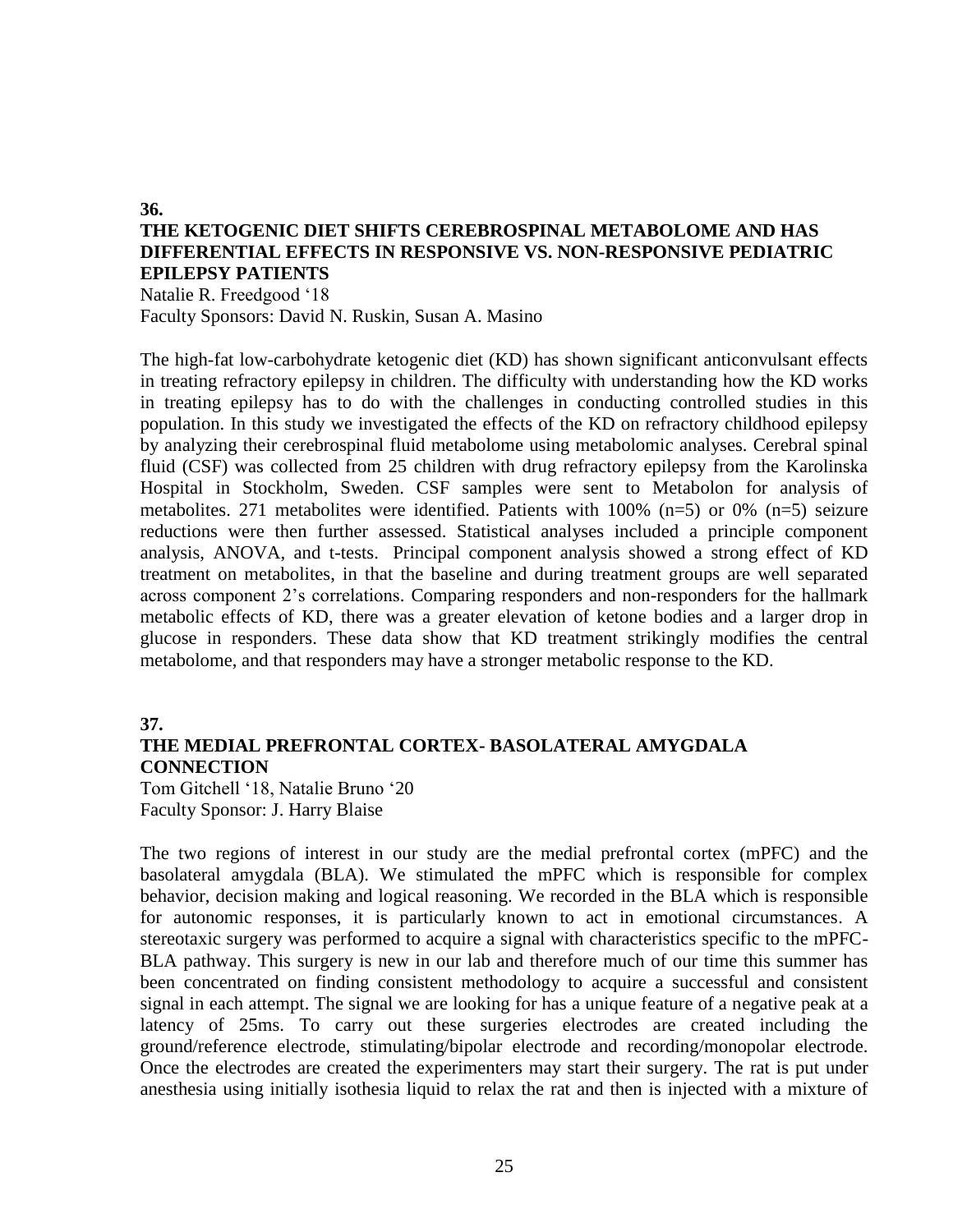**36.**

## THE KETOGENIC DIET SHIFTS CEREBROSPINAL METABOLOME AND HAS DIFFERENTIAL EFFECTS IN RESPONSIVE VS. NON-RESPONSIVE PEDIATRIC EPILEPSY PATIENTS

Natalie R. Freedgood '18
Faculty Sponsors: David N. Ruskin, Susan A. Masino

The high-fat low-carbohydrate ketogenic diet (KD) has shown significant anticonvulsant effects in treating refractory epilepsy in children. The difficulty with understanding how the KD works in treating epilepsy has to do with the challenges in conducting controlled studies in this population. In this study we investigated the effects of the KD on refractory childhood epilepsy by analyzing their cerebrospinal fluid metabolome using metabolomic analyses. Cerebral spinal fluid (CSF) was collected from 25 children with drug refractory epilepsy from the Karolinska Hospital in Stockholm, Sweden. CSF samples were sent to Metabolon for analysis of metabolites. 271 metabolites were identified. Patients with 100% (n=5) or 0% (n=5) seizure reductions were then further assessed. Statistical analyses included a principle component analysis, ANOVA, and t-tests. Principal component analysis showed a strong effect of KD treatment on metabolites, in that the baseline and during treatment groups are well separated across component 2's correlations. Comparing responders and non-responders for the hallmark metabolic effects of KD, there was a greater elevation of ketone bodies and a larger drop in glucose in responders. These data show that KD treatment strikingly modifies the central metabolome, and that responders may have a stronger metabolic response to the KD.

**37.**

## THE MEDIAL PREFRONTAL CORTEX- BASOLATERAL AMYGDALA CONNECTION

Tom Gitchell '18, Natalie Bruno '20
Faculty Sponsor: J. Harry Blaise

The two regions of interest in our study are the medial prefrontal cortex (mPFC) and the basolateral amygdala (BLA). We stimulated the mPFC which is responsible for complex behavior, decision making and logical reasoning. We recorded in the BLA which is responsible for autonomic responses, it is particularly known to act in emotional circumstances. A stereotaxic surgery was performed to acquire a signal with characteristics specific to the mPFC-BLA pathway. This surgery is new in our lab and therefore much of our time this summer has been concentrated on finding consistent methodology to acquire a successful and consistent signal in each attempt. The signal we are looking for has a unique feature of a negative peak at a latency of 25ms. To carry out these surgeries electrodes are created including the ground/reference electrode, stimulating/bipolar electrode and recording/monopolar electrode. Once the electrodes are created the experimenters may start their surgery. The rat is put under anesthesia using initially isothesia liquid to relax the rat and then is injected with a mixture of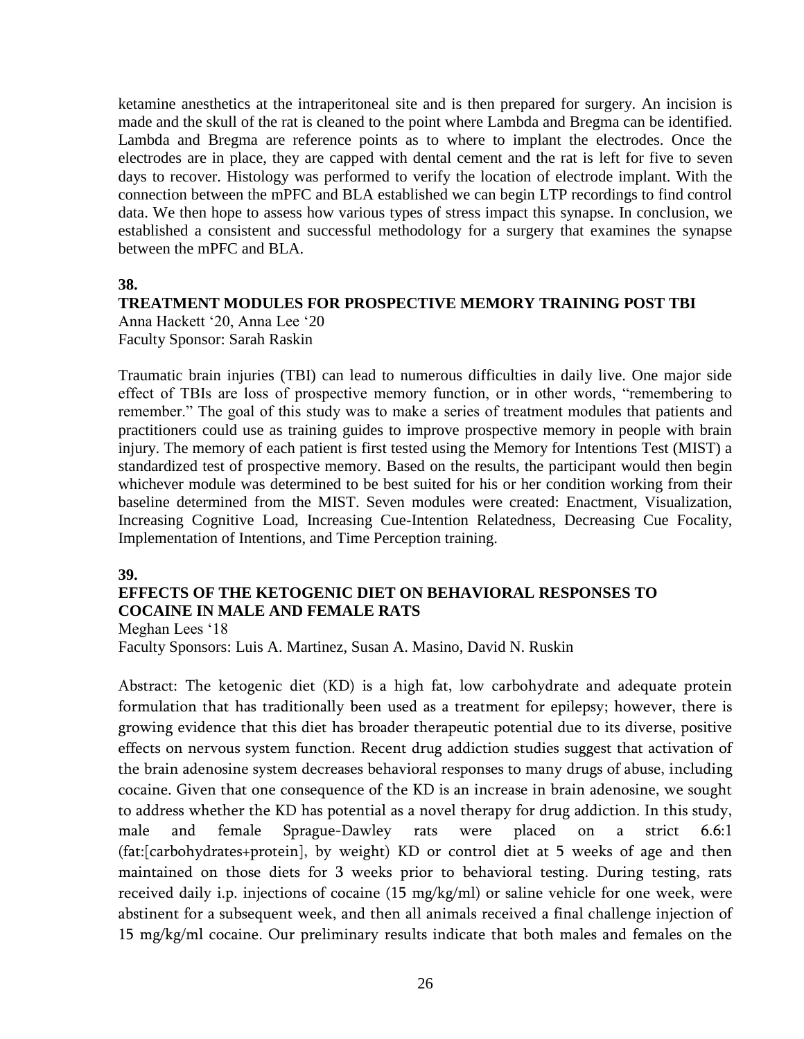ketamine anesthetics at the intraperitoneal site and is then prepared for surgery. An incision is made and the skull of the rat is cleaned to the point where Lambda and Bregma can be identified. Lambda and Bregma are reference points as to where to implant the electrodes. Once the electrodes are in place, they are capped with dental cement and the rat is left for five to seven days to recover. Histology was performed to verify the location of electrode implant. With the connection between the mPFC and BLA established we can begin LTP recordings to find control data. We then hope to assess how various types of stress impact this synapse. In conclusion, we established a consistent and successful methodology for a surgery that examines the synapse between the mPFC and BLA.

**38.**

**TREATMENT MODULES FOR PROSPECTIVE MEMORY TRAINING POST TBI**

Anna Hackett '20, Anna Lee '20
Faculty Sponsor: Sarah Raskin

Traumatic brain injuries (TBI) can lead to numerous difficulties in daily live. One major side effect of TBIs are loss of prospective memory function, or in other words, "remembering to remember." The goal of this study was to make a series of treatment modules that patients and practitioners could use as training guides to improve prospective memory in people with brain injury. The memory of each patient is first tested using the Memory for Intentions Test (MIST) a standardized test of prospective memory. Based on the results, the participant would then begin whichever module was determined to be best suited for his or her condition working from their baseline determined from the MIST. Seven modules were created: Enactment, Visualization, Increasing Cognitive Load, Increasing Cue-Intention Relatedness, Decreasing Cue Focality, Implementation of Intentions, and Time Perception training.

**39.**

**EFFECTS OF THE KETOGENIC DIET ON BEHAVIORAL RESPONSES TO COCAINE IN MALE AND FEMALE RATS**

Meghan Lees '18
Faculty Sponsors: Luis A. Martinez, Susan A. Masino, David N. Ruskin

Abstract: The ketogenic diet (KD) is a high fat, low carbohydrate and adequate protein formulation that has traditionally been used as a treatment for epilepsy; however, there is growing evidence that this diet has broader therapeutic potential due to its diverse, positive effects on nervous system function. Recent drug addiction studies suggest that activation of the brain adenosine system decreases behavioral responses to many drugs of abuse, including cocaine. Given that one consequence of the KD is an increase in brain adenosine, we sought to address whether the KD has potential as a novel therapy for drug addiction. In this study, male and female Sprague-Dawley rats were placed on a strict 6.6:1 (fat:[carbohydrates+protein], by weight) KD or control diet at 5 weeks of age and then maintained on those diets for 3 weeks prior to behavioral testing. During testing, rats received daily i.p. injections of cocaine (15 mg/kg/ml) or saline vehicle for one week, were abstinent for a subsequent week, and then all animals received a final challenge injection of 15 mg/kg/ml cocaine. Our preliminary results indicate that both males and females on the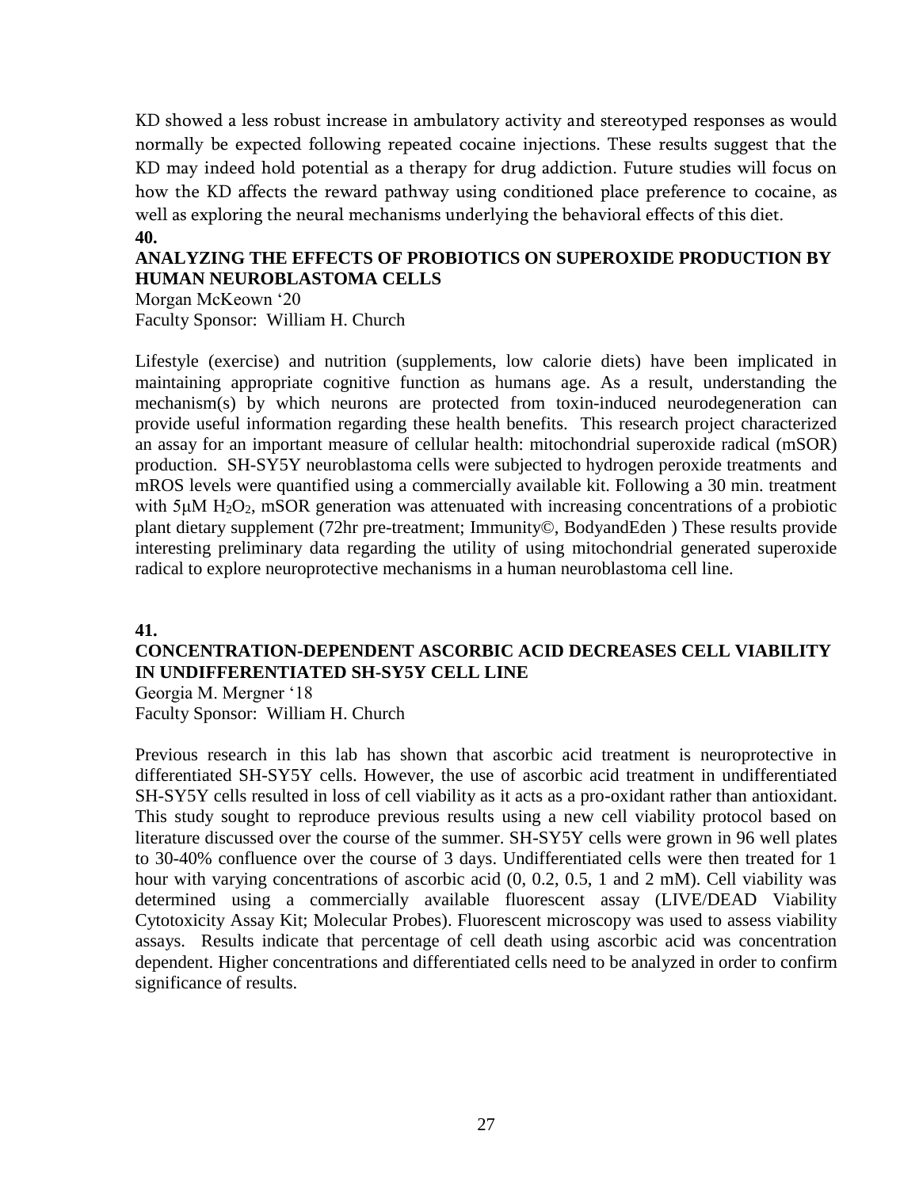KD showed a less robust increase in ambulatory activity and stereotyped responses as would normally be expected following repeated cocaine injections. These results suggest that the KD may indeed hold potential as a therapy for drug addiction. Future studies will focus on how the KD affects the reward pathway using conditioned place preference to cocaine, as well as exploring the neural mechanisms underlying the behavioral effects of this diet.

**40.**

### ANALYZING THE EFFECTS OF PROBIOTICS ON SUPEROXIDE PRODUCTION BY HUMAN NEUROBLASTOMA CELLS

Morgan McKeown '20
Faculty Sponsor: William H. Church

Lifestyle (exercise) and nutrition (supplements, low calorie diets) have been implicated in maintaining appropriate cognitive function as humans age. As a result, understanding the mechanism(s) by which neurons are protected from toxin-induced neurodegeneration can provide useful information regarding these health benefits. This research project characterized an assay for an important measure of cellular health: mitochondrial superoxide radical (mSOR) production. SH-SY5Y neuroblastoma cells were subjected to hydrogen peroxide treatments and mROS levels were quantified using a commercially available kit. Following a 30 min. treatment with 5μM $H_2O_2$, mSOR generation was attenuated with increasing concentrations of a probiotic plant dietary supplement (72hr pre-treatment; Immunity©, BodyandEden ) These results provide interesting preliminary data regarding the utility of using mitochondrial generated superoxide radical to explore neuroprotective mechanisms in a human neuroblastoma cell line.

**41.**

### CONCENTRATION-DEPENDENT ASCORBIC ACID DECREASES CELL VIABILITY IN UNDIFFERENTIATED SH-SY5Y CELL LINE

Georgia M. Mergner '18
Faculty Sponsor: William H. Church

Previous research in this lab has shown that ascorbic acid treatment is neuroprotective in differentiated SH-SY5Y cells. However, the use of ascorbic acid treatment in undifferentiated SH-SY5Y cells resulted in loss of cell viability as it acts as a pro-oxidant rather than antioxidant. This study sought to reproduce previous results using a new cell viability protocol based on literature discussed over the course of the summer. SH-SY5Y cells were grown in 96 well plates to 30-40% confluence over the course of 3 days. Undifferentiated cells were then treated for 1 hour with varying concentrations of ascorbic acid (0, 0.2, 0.5, 1 and 2 mM). Cell viability was determined using a commercially available fluorescent assay (LIVE/DEAD Viability Cytotoxicity Assay Kit; Molecular Probes). Fluorescent microscopy was used to assess viability assays. Results indicate that percentage of cell death using ascorbic acid was concentration dependent. Higher concentrations and differentiated cells need to be analyzed in order to confirm significance of results.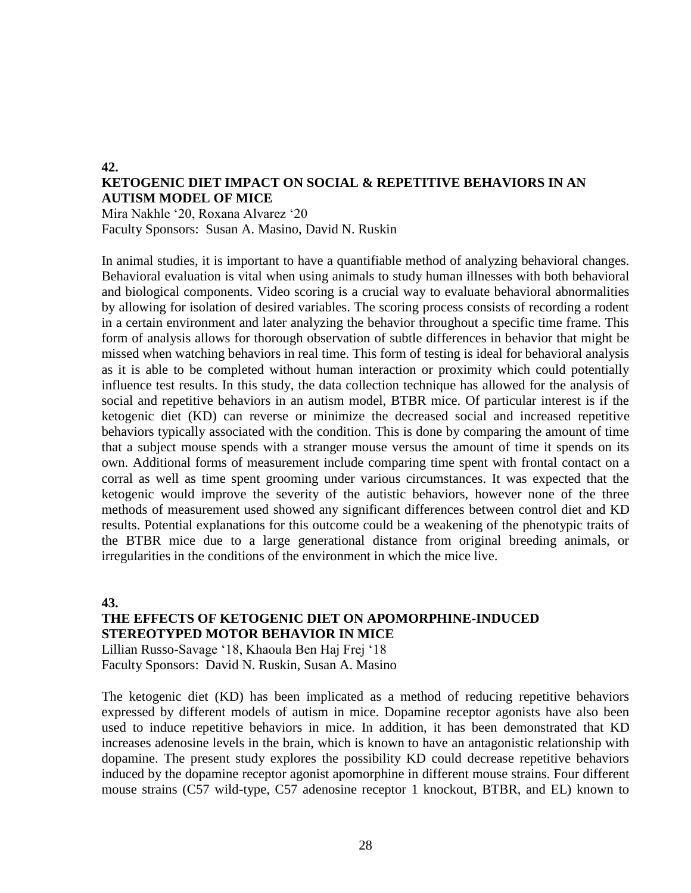**42.**

### KETOGENIC DIET IMPACT ON SOCIAL & REPETITIVE BEHAVIORS IN AN AUTISM MODEL OF MICE

Mira Nakhle '20, Roxana Alvarez '20
Faculty Sponsors: Susan A. Masino, David N. Ruskin

In animal studies, it is important to have a quantifiable method of analyzing behavioral changes. Behavioral evaluation is vital when using animals to study human illnesses with both behavioral and biological components. Video scoring is a crucial way to evaluate behavioral abnormalities by allowing for isolation of desired variables. The scoring process consists of recording a rodent in a certain environment and later analyzing the behavior throughout a specific time frame. This form of analysis allows for thorough observation of subtle differences in behavior that might be missed when watching behaviors in real time. This form of testing is ideal for behavioral analysis as it is able to be completed without human interaction or proximity which could potentially influence test results. In this study, the data collection technique has allowed for the analysis of social and repetitive behaviors in an autism model, BTBR mice. Of particular interest is if the ketogenic diet (KD) can reverse or minimize the decreased social and increased repetitive behaviors typically associated with the condition. This is done by comparing the amount of time that a subject mouse spends with a stranger mouse versus the amount of time it spends on its own. Additional forms of measurement include comparing time spent with frontal contact on a corral as well as time spent grooming under various circumstances. It was expected that the ketogenic would improve the severity of the autistic behaviors, however none of the three methods of measurement used showed any significant differences between control diet and KD results. Potential explanations for this outcome could be a weakening of the phenotypic traits of the BTBR mice due to a large generational distance from original breeding animals, or irregularities in the conditions of the environment in which the mice live.

**43.**

### THE EFFECTS OF KETOGENIC DIET ON APOMORPHINE-INDUCED STEREOTYPED MOTOR BEHAVIOR IN MICE

Lillian Russo-Savage '18, Khaoula Ben Haj Frej '18
Faculty Sponsors: David N. Ruskin, Susan A. Masino

The ketogenic diet (KD) has been implicated as a method of reducing repetitive behaviors expressed by different models of autism in mice. Dopamine receptor agonists have also been used to induce repetitive behaviors in mice. In addition, it has been demonstrated that KD increases adenosine levels in the brain, which is known to have an antagonistic relationship with dopamine. The present study explores the possibility KD could decrease repetitive behaviors induced by the dopamine receptor agonist apomorphine in different mouse strains. Four different mouse strains (C57 wild-type, C57 adenosine receptor 1 knockout, BTBR, and EL) known to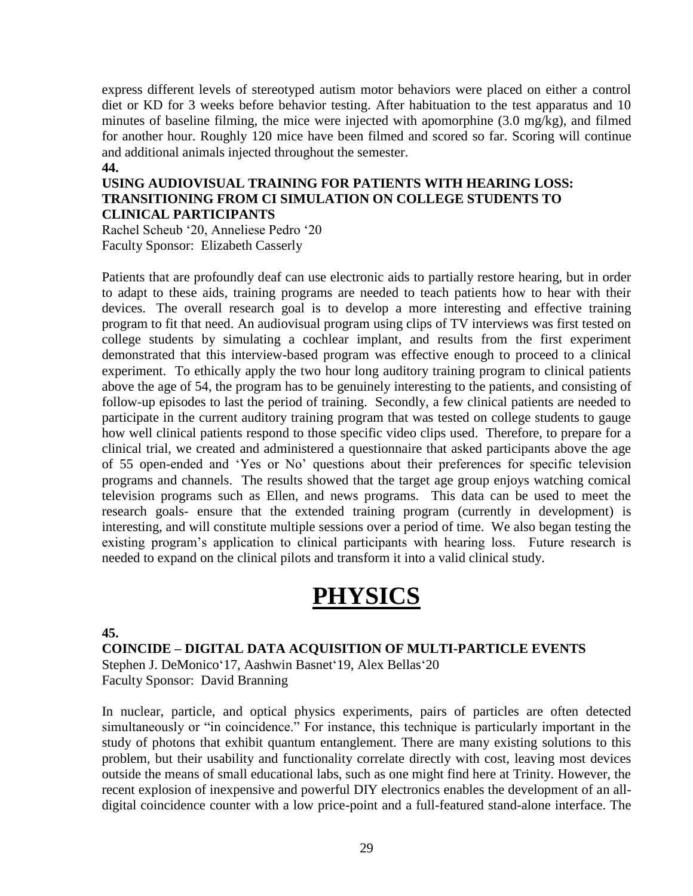express different levels of stereotyped autism motor behaviors were placed on either a control diet or KD for 3 weeks before behavior testing. After habituation to the test apparatus and 10 minutes of baseline filming, the mice were injected with apomorphine (3.0 mg/kg), and filmed for another hour. Roughly 120 mice have been filmed and scored so far. Scoring will continue and additional animals injected throughout the semester.

**44.**

**USING AUDIOVISUAL TRAINING FOR PATIENTS WITH HEARING LOSS: TRANSITIONING FROM CI SIMULATION ON COLLEGE STUDENTS TO CLINICAL PARTICIPANTS**

Rachel Scheub '20, Anneliese Pedro '20
Faculty Sponsor: Elizabeth Casserly

Patients that are profoundly deaf can use electronic aids to partially restore hearing, but in order to adapt to these aids, training programs are needed to teach patients how to hear with their devices. The overall research goal is to develop a more interesting and effective training program to fit that need. An audiovisual program using clips of TV interviews was first tested on college students by simulating a cochlear implant, and results from the first experiment demonstrated that this interview-based program was effective enough to proceed to a clinical experiment. To ethically apply the two hour long auditory training program to clinical patients above the age of 54, the program has to be genuinely interesting to the patients, and consisting of follow-up episodes to last the period of training. Secondly, a few clinical patients are needed to participate in the current auditory training program that was tested on college students to gauge how well clinical patients respond to those specific video clips used. Therefore, to prepare for a clinical trial, we created and administered a questionnaire that asked participants above the age of 55 open-ended and 'Yes or No' questions about their preferences for specific television programs and channels. The results showed that the target age group enjoys watching comical television programs such as Ellen, and news programs. This data can be used to meet the research goals- ensure that the extended training program (currently in development) is interesting, and will constitute multiple sessions over a period of time. We also began testing the existing program's application to clinical participants with hearing loss. Future research is needed to expand on the clinical pilots and transform it into a valid clinical study.

# PHYSICS

**45.**

**COINCIDE – DIGITAL DATA ACQUISITION OF MULTI-PARTICLE EVENTS**

Stephen J. DeMonico'17, Aashwin Basnet'19, Alex Bellas'20
Faculty Sponsor: David Branning

In nuclear, particle, and optical physics experiments, pairs of particles are often detected simultaneously or "in coincidence." For instance, this technique is particularly important in the study of photons that exhibit quantum entanglement. There are many existing solutions to this problem, but their usability and functionality correlate directly with cost, leaving most devices outside the means of small educational labs, such as one might find here at Trinity. However, the recent explosion of inexpensive and powerful DIY electronics enables the development of an all-digital coincidence counter with a low price-point and a full-featured stand-alone interface. The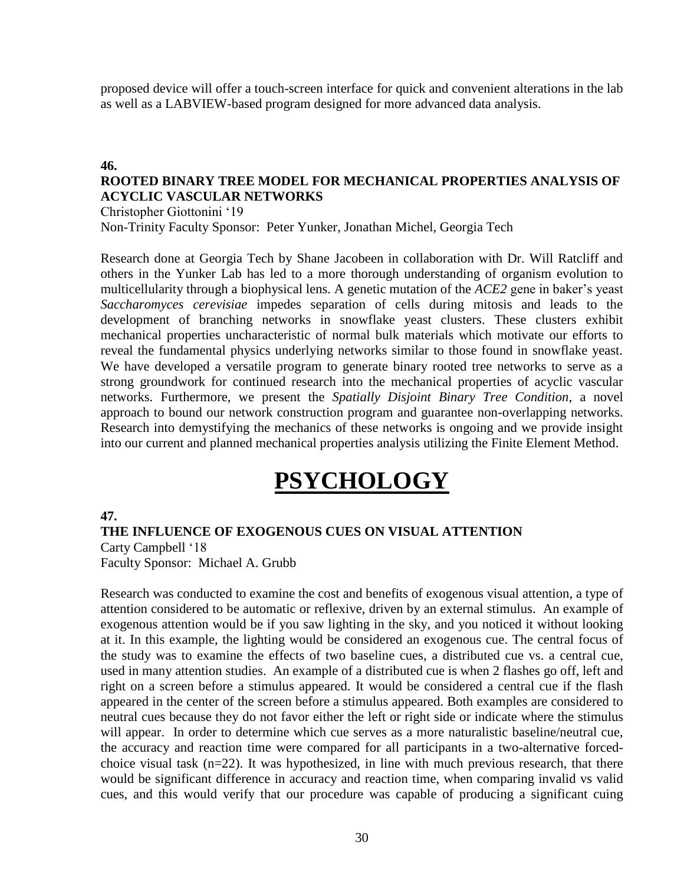proposed device will offer a touch-screen interface for quick and convenient alterations in the lab as well as a LABVIEW-based program designed for more advanced data analysis.

**46.**

**ROOTED BINARY TREE MODEL FOR MECHANICAL PROPERTIES ANALYSIS OF ACYCLIC VASCULAR NETWORKS**

Christopher Giottonini '19
Non-Trinity Faculty Sponsor: Peter Yunker, Jonathan Michel, Georgia Tech

Research done at Georgia Tech by Shane Jacobeen in collaboration with Dr. Will Ratcliff and others in the Yunker Lab has led to a more thorough understanding of organism evolution to multicellularity through a biophysical lens. A genetic mutation of the *ACE2* gene in baker's yeast *Saccharomyces cerevisiae* impedes separation of cells during mitosis and leads to the development of branching networks in snowflake yeast clusters. These clusters exhibit mechanical properties uncharacteristic of normal bulk materials which motivate our efforts to reveal the fundamental physics underlying networks similar to those found in snowflake yeast. We have developed a versatile program to generate binary rooted tree networks to serve as a strong groundwork for continued research into the mechanical properties of acyclic vascular networks. Furthermore, we present the *Spatially Disjoint Binary Tree Condition*, a novel approach to bound our network construction program and guarantee non-overlapping networks. Research into demystifying the mechanics of these networks is ongoing and we provide insight into our current and planned mechanical properties analysis utilizing the Finite Element Method.

# PSYCHOLOGY

**47.**

**THE INFLUENCE OF EXOGENOUS CUES ON VISUAL ATTENTION**

Carty Campbell '18
Faculty Sponsor: Michael A. Grubb

Research was conducted to examine the cost and benefits of exogenous visual attention, a type of attention considered to be automatic or reflexive, driven by an external stimulus. An example of exogenous attention would be if you saw lighting in the sky, and you noticed it without looking at it. In this example, the lighting would be considered an exogenous cue. The central focus of the study was to examine the effects of two baseline cues, a distributed cue vs. a central cue, used in many attention studies. An example of a distributed cue is when 2 flashes go off, left and right on a screen before a stimulus appeared. It would be considered a central cue if the flash appeared in the center of the screen before a stimulus appeared. Both examples are considered to neutral cues because they do not favor either the left or right side or indicate where the stimulus will appear. In order to determine which cue serves as a more naturalistic baseline/neutral cue, the accuracy and reaction time were compared for all participants in a two-alternative forced-choice visual task (n=22). It was hypothesized, in line with much previous research, that there would be significant difference in accuracy and reaction time, when comparing invalid vs valid cues, and this would verify that our procedure was capable of producing a significant cuing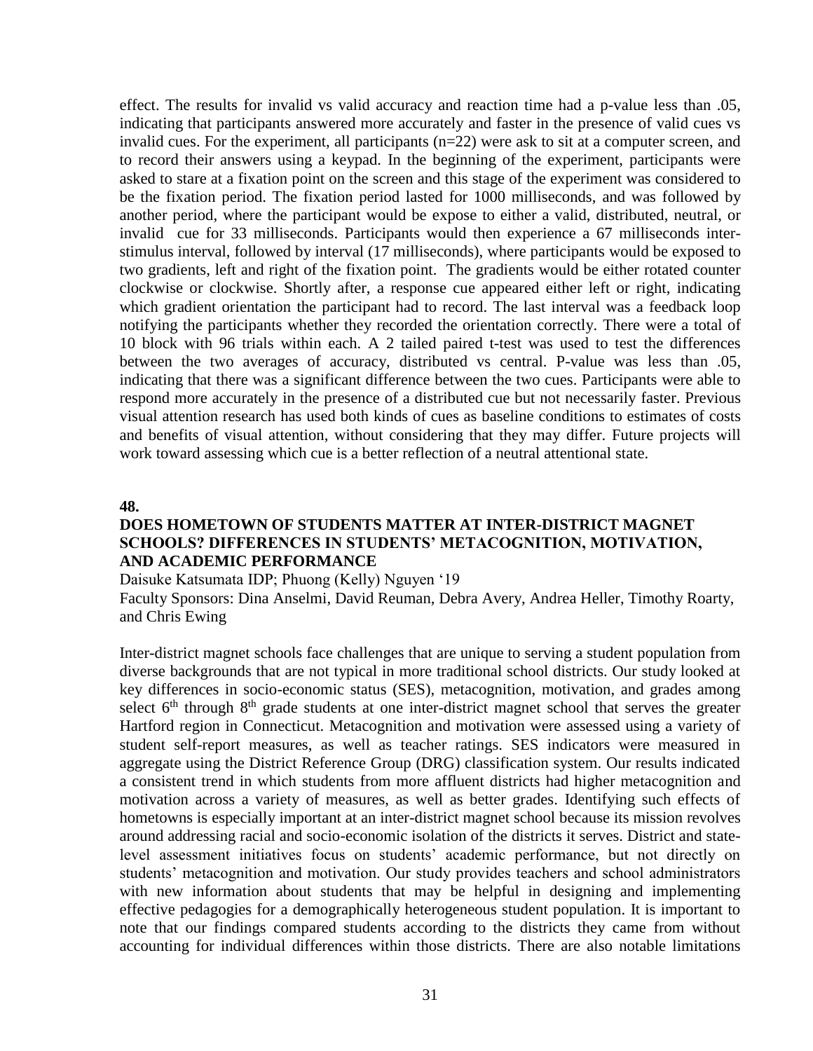effect. The results for invalid vs valid accuracy and reaction time had a p-value less than .05, indicating that participants answered more accurately and faster in the presence of valid cues vs invalid cues. For the experiment, all participants (n=22) were ask to sit at a computer screen, and to record their answers using a keypad. In the beginning of the experiment, participants were asked to stare at a fixation point on the screen and this stage of the experiment was considered to be the fixation period. The fixation period lasted for 1000 milliseconds, and was followed by another period, where the participant would be expose to either a valid, distributed, neutral, or invalid cue for 33 milliseconds. Participants would then experience a 67 milliseconds inter-stimulus interval, followed by interval (17 milliseconds), where participants would be exposed to two gradients, left and right of the fixation point. The gradients would be either rotated counter clockwise or clockwise. Shortly after, a response cue appeared either left or right, indicating which gradient orientation the participant had to record. The last interval was a feedback loop notifying the participants whether they recorded the orientation correctly. There were a total of 10 block with 96 trials within each. A 2 tailed paired t-test was used to test the differences between the two averages of accuracy, distributed vs central. P-value was less than .05, indicating that there was a significant difference between the two cues. Participants were able to respond more accurately in the presence of a distributed cue but not necessarily faster. Previous visual attention research has used both kinds of cues as baseline conditions to estimates of costs and benefits of visual attention, without considering that they may differ. Future projects will work toward assessing which cue is a better reflection of a neutral attentional state.

**48.**

## DOES HOMETOWN OF STUDENTS MATTER AT INTER-DISTRICT MAGNET SCHOOLS? DIFFERENCES IN STUDENTS' METACOGNITION, MOTIVATION, AND ACADEMIC PERFORMANCE

Daisuke Katsumata IDP; Phuong (Kelly) Nguyen '19

Faculty Sponsors: Dina Anselmi, David Reuman, Debra Avery, Andrea Heller, Timothy Roarty, and Chris Ewing

Inter-district magnet schools face challenges that are unique to serving a student population from diverse backgrounds that are not typical in more traditional school districts. Our study looked at key differences in socio-economic status (SES), metacognition, motivation, and grades among select 6th through 8th grade students at one inter-district magnet school that serves the greater Hartford region in Connecticut. Metacognition and motivation were assessed using a variety of student self-report measures, as well as teacher ratings. SES indicators were measured in aggregate using the District Reference Group (DRG) classification system. Our results indicated a consistent trend in which students from more affluent districts had higher metacognition and motivation across a variety of measures, as well as better grades. Identifying such effects of hometowns is especially important at an inter-district magnet school because its mission revolves around addressing racial and socio-economic isolation of the districts it serves. District and state-level assessment initiatives focus on students' academic performance, but not directly on students' metacognition and motivation. Our study provides teachers and school administrators with new information about students that may be helpful in designing and implementing effective pedagogies for a demographically heterogeneous student population. It is important to note that our findings compared students according to the districts they came from without accounting for individual differences within those districts. There are also notable limitations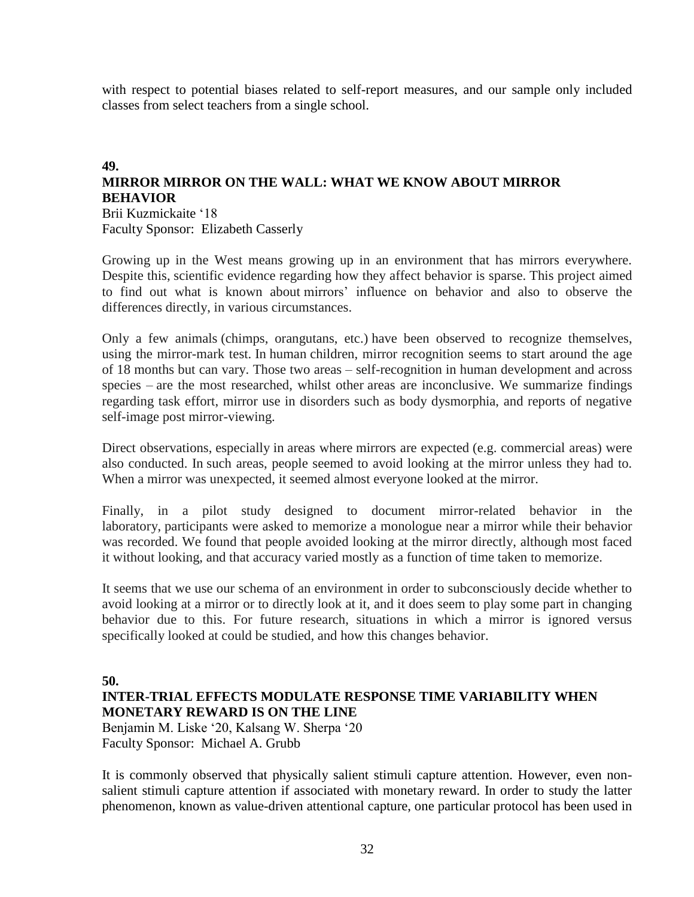with respect to potential biases related to self-report measures, and our sample only included classes from select teachers from a single school.

**49.**

**MIRROR MIRROR ON THE WALL: WHAT WE KNOW ABOUT MIRROR BEHAVIOR**

Brii Kuzmickaite '18
Faculty Sponsor: Elizabeth Casserly

Growing up in the West means growing up in an environment that has mirrors everywhere. Despite this, scientific evidence regarding how they affect behavior is sparse. This project aimed to find out what is known about mirrors' influence on behavior and also to observe the differences directly, in various circumstances.

Only a few animals (chimps, orangutans, etc.) have been observed to recognize themselves, using the mirror-mark test. In human children, mirror recognition seems to start around the age of 18 months but can vary. Those two areas – self-recognition in human development and across species – are the most researched, whilst other areas are inconclusive. We summarize findings regarding task effort, mirror use in disorders such as body dysmorphia, and reports of negative self-image post mirror-viewing.

Direct observations, especially in areas where mirrors are expected (e.g. commercial areas) were also conducted. In such areas, people seemed to avoid looking at the mirror unless they had to. When a mirror was unexpected, it seemed almost everyone looked at the mirror.

Finally, in a pilot study designed to document mirror-related behavior in the laboratory, participants were asked to memorize a monologue near a mirror while their behavior was recorded. We found that people avoided looking at the mirror directly, although most faced it without looking, and that accuracy varied mostly as a function of time taken to memorize.

It seems that we use our schema of an environment in order to subconsciously decide whether to avoid looking at a mirror or to directly look at it, and it does seem to play some part in changing behavior due to this. For future research, situations in which a mirror is ignored versus specifically looked at could be studied, and how this changes behavior.

**50.**

**INTER-TRIAL EFFECTS MODULATE RESPONSE TIME VARIABILITY WHEN MONETARY REWARD IS ON THE LINE**

Benjamin M. Liske '20, Kalsang W. Sherpa '20
Faculty Sponsor: Michael A. Grubb

It is commonly observed that physically salient stimuli capture attention. However, even non-salient stimuli capture attention if associated with monetary reward. In order to study the latter phenomenon, known as value-driven attentional capture, one particular protocol has been used in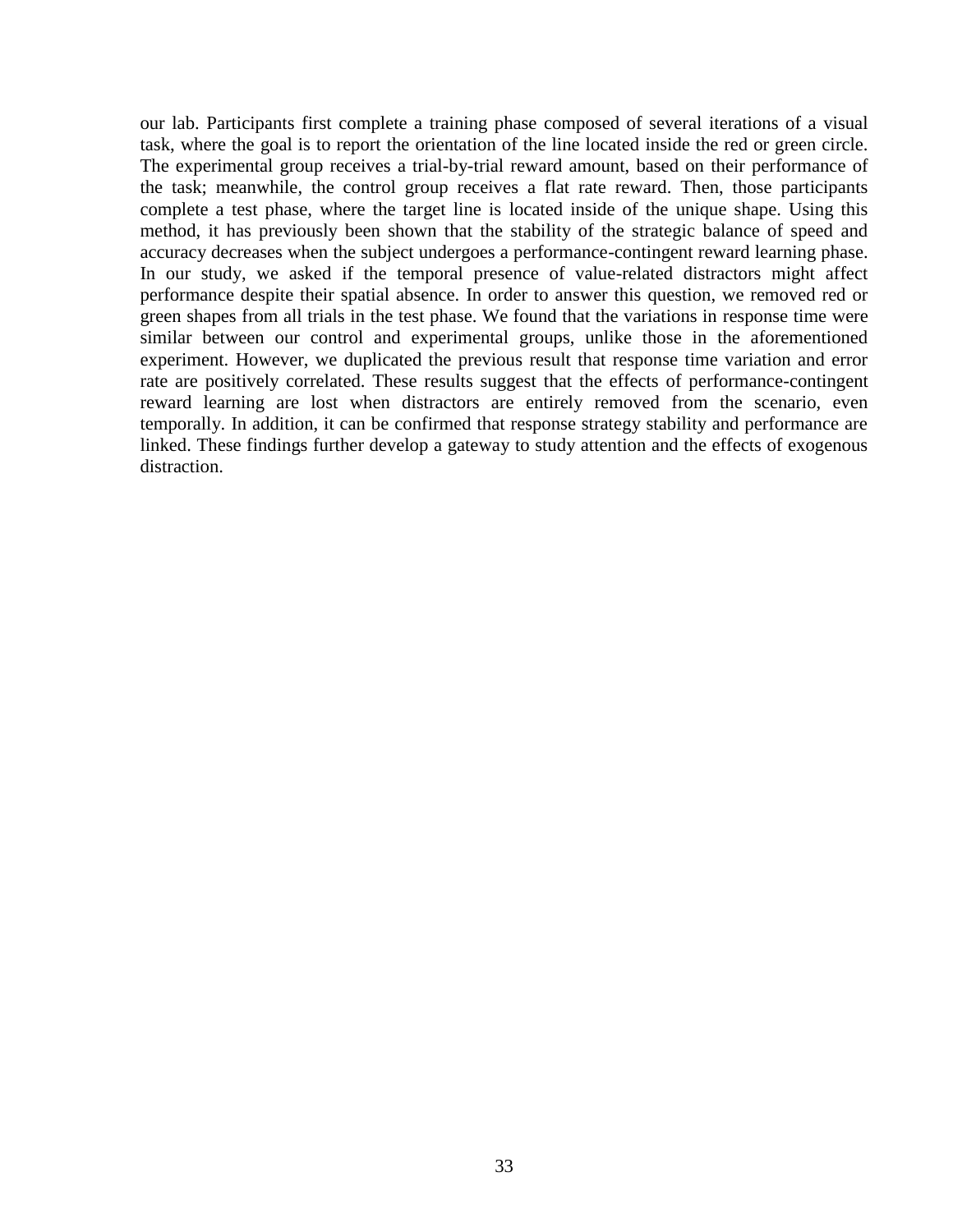our lab. Participants first complete a training phase composed of several iterations of a visual task, where the goal is to report the orientation of the line located inside the red or green circle. The experimental group receives a trial-by-trial reward amount, based on their performance of the task; meanwhile, the control group receives a flat rate reward. Then, those participants complete a test phase, where the target line is located inside of the unique shape. Using this method, it has previously been shown that the stability of the strategic balance of speed and accuracy decreases when the subject undergoes a performance-contingent reward learning phase. In our study, we asked if the temporal presence of value-related distractors might affect performance despite their spatial absence. In order to answer this question, we removed red or green shapes from all trials in the test phase. We found that the variations in response time were similar between our control and experimental groups, unlike those in the aforementioned experiment. However, we duplicated the previous result that response time variation and error rate are positively correlated. These results suggest that the effects of performance-contingent reward learning are lost when distractors are entirely removed from the scenario, even temporally. In addition, it can be confirmed that response strategy stability and performance are linked. These findings further develop a gateway to study attention and the effects of exogenous distraction.